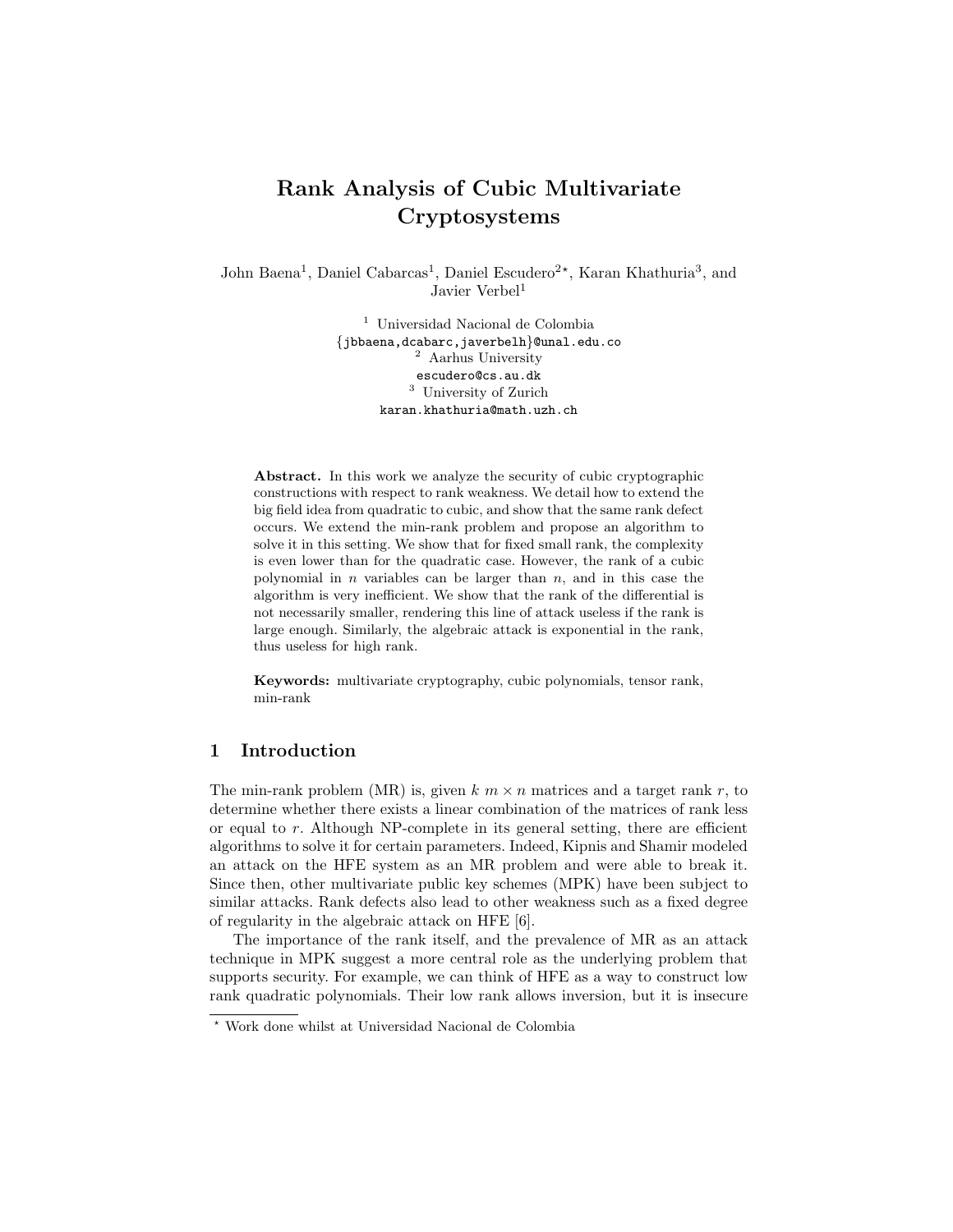# Rank Analysis of Cubic Multivariate Cryptosystems

John Baena[1], Daniel Cabarcas[1], Daniel Escudero[2⋆], Karan Khathuria[3], and Javier Verbel[1]

[1] Universidad Nacional de Colombia
{jbbaena,dcabarc,javerbelh}@unal.edu.co
[2] Aarhus University
escudero@cs.au.dk
[3] University of Zurich
karan.khathuria@math.uzh.ch

**Abstract.** In this work we analyze the security of cubic cryptographic constructions with respect to rank weakness. We detail how to extend the big field idea from quadratic to cubic, and show that the same rank defect occurs. We extend the min-rank problem and propose an algorithm to solve it in this setting. We show that for fixed small rank, the complexity is even lower than for the quadratic case. However, the rank of a cubic polynomial in $n$ variables can be larger than $n$, and in this case the algorithm is very inefficient. We show that the rank of the differential is not necessarily smaller, rendering this line of attack useless if the rank is large enough. Similarly, the algebraic attack is exponential in the rank, thus useless for high rank.

**Keywords:** multivariate cryptography, cubic polynomials, tensor rank, min-rank

## 1 Introduction

The min-rank problem (MR) is, given $k$ $m \times n$ matrices and a target rank $r$, to determine whether there exists a linear combination of the matrices of rank less or equal to $r$. Although NP-complete in its general setting, there are efficient algorithms to solve it for certain parameters. Indeed, Kipnis and Shamir modeled an attack on the HFE system as an MR problem and were able to break it. Since then, other multivariate public key schemes (MPK) have been subject to similar attacks. Rank defects also lead to other weakness such as a fixed degree of regularity in the algebraic attack on HFE [6].

The importance of the rank itself, and the prevalence of MR as an attack technique in MPK suggest a more central role as the underlying problem that supports security. For example, we can think of HFE as a way to construct low rank quadratic polynomials. Their low rank allows inversion, but it is insecure

⋆ Work done whilst at Universidad Nacional de Colombia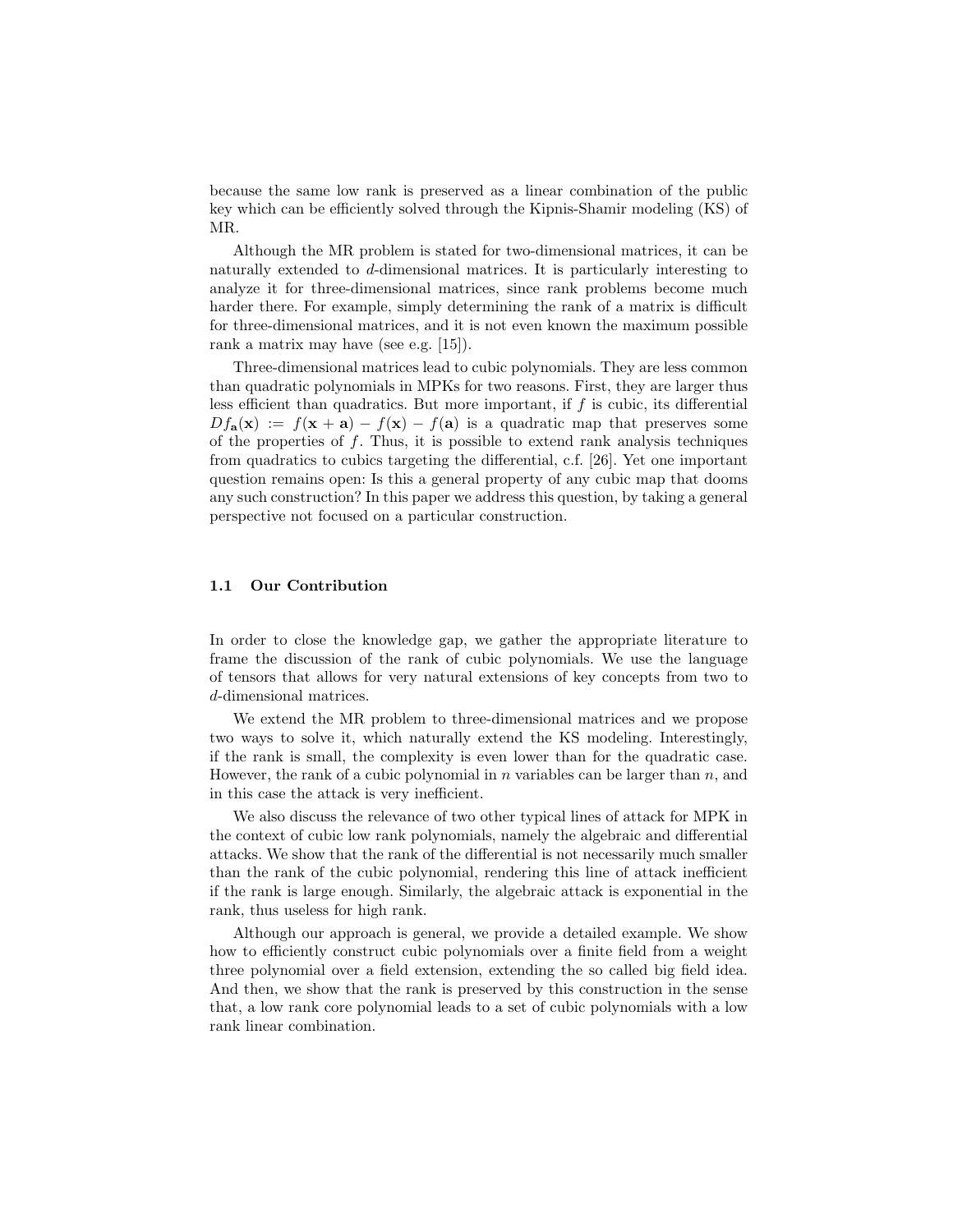because the same low rank is preserved as a linear combination of the public key which can be efficiently solved through the Kipnis-Shamir modeling (KS) of MR.

Although the MR problem is stated for two-dimensional matrices, it can be naturally extended to $d$-dimensional matrices. It is particularly interesting to analyze it for three-dimensional matrices, since rank problems become much harder there. For example, simply determining the rank of a matrix is difficult for three-dimensional matrices, and it is not even known the maximum possible rank a matrix may have (see e.g. [15]).

Three-dimensional matrices lead to cubic polynomials. They are less common than quadratic polynomials in MPKs for two reasons. First, they are larger thus less efficient than quadratics. But more important, if $f$ is cubic, its differential $Df_{\mathbf{a}}(\mathbf{x}) := f(\mathbf{x} + \mathbf{a}) - f(\mathbf{x}) - f(\mathbf{a})$ is a quadratic map that preserves some of the properties of $f$. Thus, it is possible to extend rank analysis techniques from quadratics to cubics targeting the differential, c.f. [26]. Yet one important question remains open: Is this a general property of any cubic map that dooms any such construction? In this paper we address this question, by taking a general perspective not focused on a particular construction.

### 1.1 Our Contribution

In order to close the knowledge gap, we gather the appropriate literature to frame the discussion of the rank of cubic polynomials. We use the language of tensors that allows for very natural extensions of key concepts from two to $d$-dimensional matrices.

We extend the MR problem to three-dimensional matrices and we propose two ways to solve it, which naturally extend the KS modeling. Interestingly, if the rank is small, the complexity is even lower than for the quadratic case. However, the rank of a cubic polynomial in $n$ variables can be larger than $n$, and in this case the attack is very inefficient.

We also discuss the relevance of two other typical lines of attack for MPK in the context of cubic low rank polynomials, namely the algebraic and differential attacks. We show that the rank of the differential is not necessarily much smaller than the rank of the cubic polynomial, rendering this line of attack inefficient if the rank is large enough. Similarly, the algebraic attack is exponential in the rank, thus useless for high rank.

Although our approach is general, we provide a detailed example. We show how to efficiently construct cubic polynomials over a finite field from a weight three polynomial over a field extension, extending the so called big field idea. And then, we show that the rank is preserved by this construction in the sense that, a low rank core polynomial leads to a set of cubic polynomials with a low rank linear combination.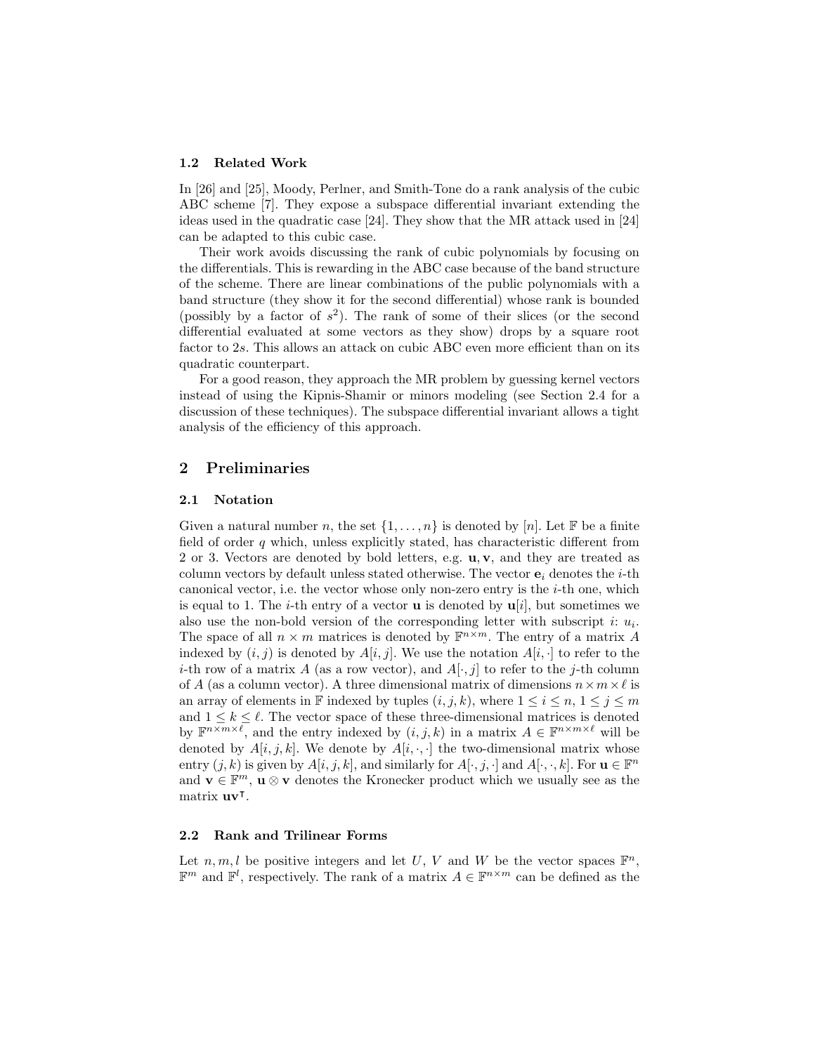### 1.2 Related Work

In [26] and [25], Moody, Perlner, and Smith-Tone do a rank analysis of the cubic ABC scheme [7]. They expose a subspace differential invariant extending the ideas used in the quadratic case [24]. They show that the MR attack used in [24] can be adapted to this cubic case.

Their work avoids discussing the rank of cubic polynomials by focusing on the differentials. This is rewarding in the ABC case because of the band structure of the scheme. There are linear combinations of the public polynomials with a band structure (they show it for the second differential) whose rank is bounded (possibly by a factor of $s^2$). The rank of some of their slices (or the second differential evaluated at some vectors as they show) drops by a square root factor to $2s$. This allows an attack on cubic ABC even more efficient than on its quadratic counterpart.

For a good reason, they approach the MR problem by guessing kernel vectors instead of using the Kipnis-Shamir or minors modeling (see Section 2.4 for a discussion of these techniques). The subspace differential invariant allows a tight analysis of the efficiency of this approach.

## 2 Preliminaries

### 2.1 Notation

Given a natural number $n$, the set $\{1, \ldots, n\}$ is denoted by $[n]$. Let $\mathbb{F}$ be a finite field of order $q$ which, unless explicitly stated, has characteristic different from 2 or 3. Vectors are denoted by bold letters, e.g. $\mathbf{u}, \mathbf{v}$, and they are treated as column vectors by default unless stated otherwise. The vector $\mathbf{e}_i$ denotes the $i$-th canonical vector, i.e. the vector whose only non-zero entry is the $i$-th one, which is equal to 1. The $i$-th entry of a vector $\mathbf{u}$ is denoted by $\mathbf{u}[i]$, but sometimes we also use the non-bold version of the corresponding letter with subscript $i$: $u_i$. The space of all $n \times m$ matrices is denoted by $\mathbb{F}^{n \times m}$. The entry of a matrix $A$ indexed by $(i, j)$ is denoted by $A[i, j]$. We use the notation $A[i, \cdot]$ to refer to the $i$-th row of a matrix $A$ (as a row vector), and $A[\cdot, j]$ to refer to the $j$-th column of $A$ (as a column vector). A three dimensional matrix of dimensions $n \times m \times \ell$ is an array of elements in $\mathbb{F}$ indexed by tuples $(i, j, k)$, where $1 \leq i \leq n$, $1 \leq j \leq m$ and $1 \leq k \leq \ell$. The vector space of these three-dimensional matrices is denoted by $\mathbb{F}^{n \times m \times \ell}$, and the entry indexed by $(i, j, k)$ in a matrix $A \in \mathbb{F}^{n \times m \times \ell}$ will be denoted by $A[i, j, k]$. We denote by $A[i, \cdot, \cdot]$ the two-dimensional matrix whose entry $(j, k)$ is given by $A[i, j, k]$, and similarly for $A[\cdot, j, \cdot]$ and $A[\cdot, \cdot, k]$. For $\mathbf{u} \in \mathbb{F}^n$ and $\mathbf{v} \in \mathbb{F}^m$, $\mathbf{u} \otimes \mathbf{v}$ denotes the Kronecker product which we usually see as the matrix $\mathbf{u}\mathbf{v}^\intercal$.

### 2.2 Rank and Trilinear Forms

Let $n, m, l$ be positive integers and let $U$, $V$ and $W$ be the vector spaces $\mathbb{F}^n$, $\mathbb{F}^m$ and $\mathbb{F}^l$, respectively. The rank of a matrix $A \in \mathbb{F}^{n \times m}$ can be defined as the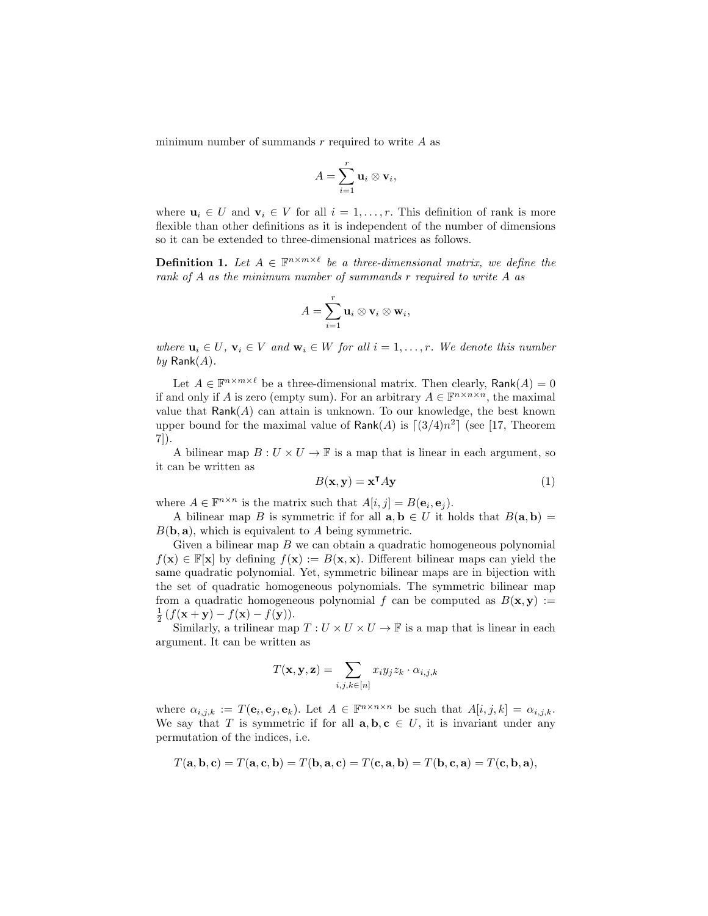minimum number of summands $r$ required to write $A$ as

$$A = \sum_{i=1}^{r} \mathbf{u}_i \otimes \mathbf{v}_i,$$

where $\mathbf{u}_i \in U$ and $\mathbf{v}_i \in V$ for all $i = 1, \ldots, r$. This definition of rank is more flexible than other definitions as it is independent of the number of dimensions so it can be extended to three-dimensional matrices as follows.

**Definition 1.** *Let $A \in \mathbb{F}^{n \times m \times \ell}$ be a three-dimensional matrix, we define the rank of $A$ as the minimum number of summands $r$ required to write $A$ as*

$$A = \sum_{i=1}^{r} \mathbf{u}_i \otimes \mathbf{v}_i \otimes \mathbf{w}_i,$$

*where $\mathbf{u}_i \in U$, $\mathbf{v}_i \in V$ and $\mathbf{w}_i \in W$ for all $i = 1, \ldots, r$. We denote this number by $\mathsf{Rank}(A)$.*

Let $A \in \mathbb{F}^{n \times m \times \ell}$ be a three-dimensional matrix. Then clearly, $\mathsf{Rank}(A) = 0$ if and only if $A$ is zero (empty sum). For an arbitrary $A \in \mathbb{F}^{n \times n \times n}$, the maximal value that $\mathsf{Rank}(A)$ can attain is unknown. To our knowledge, the best known upper bound for the maximal value of $\mathsf{Rank}(A)$ is $\lceil (3/4)n^2 \rceil$ (see [17, Theorem 7]).

A bilinear map $B : U \times U \to \mathbb{F}$ is a map that is linear in each argument, so it can be written as

$$B(\mathbf{x}, \mathbf{y}) = \mathbf{x}^{\mathsf{T}} A \mathbf{y} \tag{1}$$

where $A \in \mathbb{F}^{n \times n}$ is the matrix such that $A[i, j] = B(\mathbf{e}_i, \mathbf{e}_j)$.

A bilinear map $B$ is symmetric if for all $\mathbf{a}, \mathbf{b} \in U$ it holds that $B(\mathbf{a}, \mathbf{b}) = B(\mathbf{b}, \mathbf{a})$, which is equivalent to $A$ being symmetric.

Given a bilinear map $B$ we can obtain a quadratic homogeneous polynomial $f(\mathbf{x}) \in \mathbb{F}[\mathbf{x}]$ by defining $f(\mathbf{x}) := B(\mathbf{x}, \mathbf{x})$. Different bilinear maps can yield the same quadratic polynomial. Yet, symmetric bilinear maps are in bijection with the set of quadratic homogeneous polynomials. The symmetric bilinear map from a quadratic homogeneous polynomial $f$ can be computed as $B(\mathbf{x}, \mathbf{y}) := \frac{1}{2}\left(f(\mathbf{x} + \mathbf{y}) - f(\mathbf{x}) - f(\mathbf{y})\right)$.

Similarly, a trilinear map $T : U \times U \times U \to \mathbb{F}$ is a map that is linear in each argument. It can be written as

$$T(\mathbf{x}, \mathbf{y}, \mathbf{z}) = \sum_{i,j,k \in [n]} x_i y_j z_k \cdot \alpha_{i,j,k}$$

where $\alpha_{i,j,k} := T(\mathbf{e}_i, \mathbf{e}_j, \mathbf{e}_k)$. Let $A \in \mathbb{F}^{n \times n \times n}$ be such that $A[i, j, k] = \alpha_{i,j,k}$. We say that $T$ is symmetric if for all $\mathbf{a}, \mathbf{b}, \mathbf{c} \in U$, it is invariant under any permutation of the indices, i.e.

$$T(\mathbf{a}, \mathbf{b}, \mathbf{c}) = T(\mathbf{a}, \mathbf{c}, \mathbf{b}) = T(\mathbf{b}, \mathbf{a}, \mathbf{c}) = T(\mathbf{c}, \mathbf{a}, \mathbf{b}) = T(\mathbf{b}, \mathbf{c}, \mathbf{a}) = T(\mathbf{c}, \mathbf{b}, \mathbf{a}),$$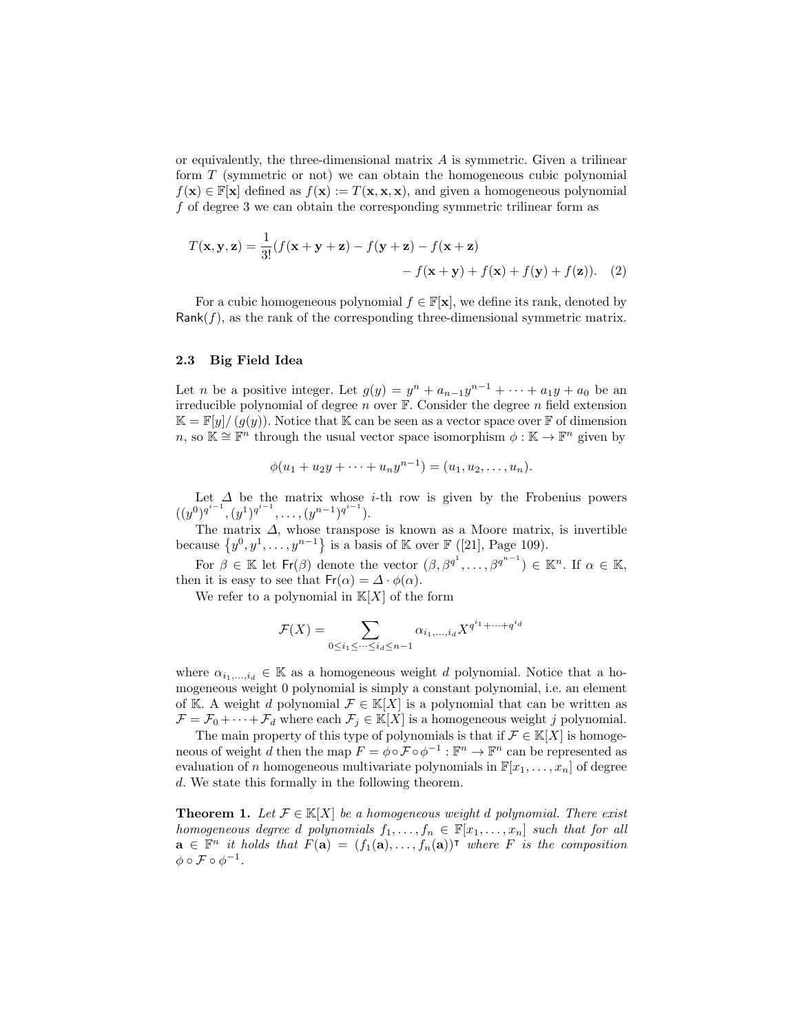or equivalently, the three-dimensional matrix $A$ is symmetric. Given a trilinear form $T$ (symmetric or not) we can obtain the homogeneous cubic polynomial $f(\mathbf{x}) \in \mathbb{F}[\mathbf{x}]$ defined as $f(\mathbf{x}) := T(\mathbf{x}, \mathbf{x}, \mathbf{x})$, and given a homogeneous polynomial $f$ of degree 3 we can obtain the corresponding symmetric trilinear form as

$$T(\mathbf{x}, \mathbf{y}, \mathbf{z}) = \frac{1}{3!}(f(\mathbf{x} + \mathbf{y} + \mathbf{z}) - f(\mathbf{y} + \mathbf{z}) - f(\mathbf{x} + \mathbf{z}) - f(\mathbf{x} + \mathbf{y}) + f(\mathbf{x}) + f(\mathbf{y}) + f(\mathbf{z})). \quad (2)$$

For a cubic homogeneous polynomial $f \in \mathbb{F}[\mathbf{x}]$, we define its rank, denoted by $\mathsf{Rank}(f)$, as the rank of the corresponding three-dimensional symmetric matrix.

### 2.3 Big Field Idea

Let $n$ be a positive integer. Let $g(y) = y^n + a_{n-1}y^{n-1} + \cdots + a_1 y + a_0$ be an irreducible polynomial of degree $n$ over $\mathbb{F}$. Consider the degree $n$ field extension $\mathbb{K} = \mathbb{F}[y]/\left(g(y)\right)$. Notice that $\mathbb{K}$ can be seen as a vector space over $\mathbb{F}$ of dimension $n$, so $\mathbb{K} \cong \mathbb{F}^n$ through the usual vector space isomorphism $\phi : \mathbb{K} \to \mathbb{F}^n$ given by

$$\phi(u_1 + u_2 y + \cdots + u_n y^{n-1}) = (u_1, u_2, \ldots, u_n).$$

Let $\Delta$ be the matrix whose $i$-th row is given by the Frobenius powers $((y^0)^{q^{i-1}}, (y^1)^{q^{i-1}}, \ldots, (y^{n-1})^{q^{i-1}})$.

The matrix $\Delta$, whose transpose is known as a Moore matrix, is invertible because $\left\{y^0, y^1, \ldots, y^{n-1}\right\}$ is a basis of $\mathbb{K}$ over $\mathbb{F}$ ([21], Page 109).

For $\beta \in \mathbb{K}$ let $\mathsf{Fr}(\beta)$ denote the vector $(\beta, \beta^{q^1}, \ldots, \beta^{q^{n-1}}) \in \mathbb{K}^n$. If $\alpha \in \mathbb{K}$, then it is easy to see that $\mathsf{Fr}(\alpha) = \Delta \cdot \phi(\alpha)$.

We refer to a polynomial in $\mathbb{K}[X]$ of the form

$$\mathcal{F}(X) = \sum_{0 \leq i_1 \leq \cdots \leq i_d \leq n-1} \alpha_{i_1,\ldots,i_d} X^{q^{i_1} + \cdots + q^{i_d}}$$

where $\alpha_{i_1,\ldots,i_d} \in \mathbb{K}$ as a homogeneous weight $d$ polynomial. Notice that a homogeneous weight 0 polynomial is simply a constant polynomial, i.e. an element of $\mathbb{K}$. A weight $d$ polynomial $\mathcal{F} \in \mathbb{K}[X]$ is a polynomial that can be written as $\mathcal{F} = \mathcal{F}_0 + \cdots + \mathcal{F}_d$ where each $\mathcal{F}_j \in \mathbb{K}[X]$ is a homogeneous weight $j$ polynomial.

The main property of this type of polynomials is that if $\mathcal{F} \in \mathbb{K}[X]$ is homogeneous of weight $d$ then the map $F = \phi \circ \mathcal{F} \circ \phi^{-1} : \mathbb{F}^n \to \mathbb{F}^n$ can be represented as evaluation of $n$ homogeneous multivariate polynomials in $\mathbb{F}[x_1, \ldots, x_n]$ of degree $d$. We state this formally in the following theorem.

**Theorem 1.** *Let $\mathcal{F} \in \mathbb{K}[X]$ be a homogeneous weight $d$ polynomial. There exist homogeneous degree $d$ polynomials $f_1, \ldots, f_n \in \mathbb{F}[x_1, \ldots, x_n]$ such that for all $\mathbf{a} \in \mathbb{F}^n$ it holds that $F(\mathbf{a}) = (f_1(\mathbf{a}), \ldots, f_n(\mathbf{a}))^\intercal$ where $F$ is the composition $\phi \circ \mathcal{F} \circ \phi^{-1}$.*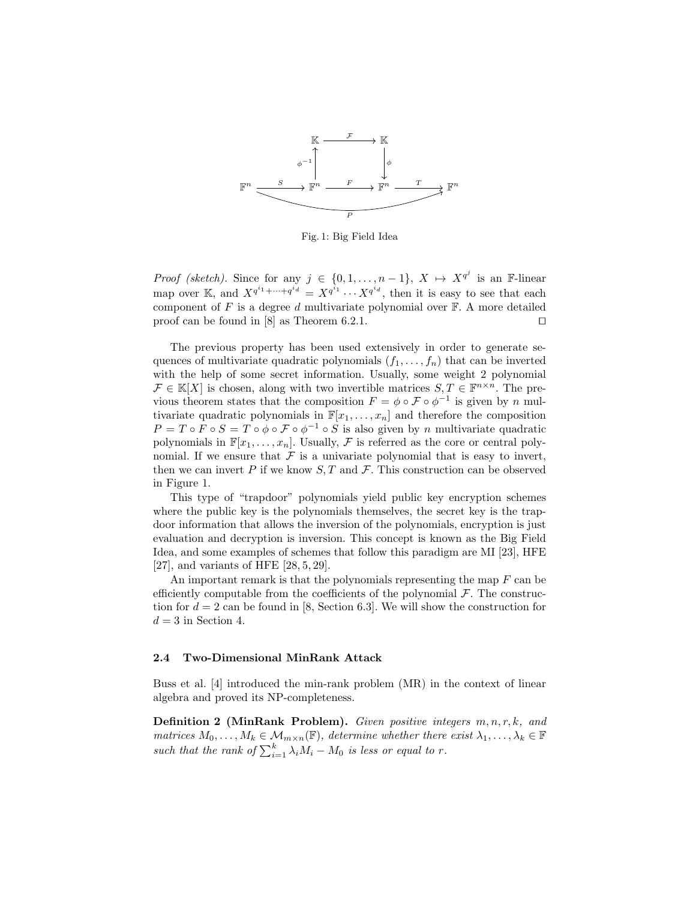Fig. 1: Big Field Idea

*Proof (sketch).* Since for any $j \in \{0, 1, \ldots, n-1\}$, $X \mapsto X^{q^j}$ is an $\mathbb{F}$-linear map over $\mathbb{K}$, and $X^{q^{i_1}+\cdots+q^{i_d}} = X^{q^{i_1}} \cdots X^{q^{i_d}}$, then it is easy to see that each component of $F$ is a degree $d$ multivariate polynomial over $\mathbb{F}$. A more detailed proof can be found in [8] as Theorem 6.2.1. ⊓⊔

The previous property has been used extensively in order to generate sequences of multivariate quadratic polynomials $(f_1, \ldots, f_n)$ that can be inverted with the help of some secret information. Usually, some weight 2 polynomial $\mathcal{F} \in \mathbb{K}[X]$ is chosen, along with two invertible matrices $S, T \in \mathbb{F}^{n \times n}$. The previous theorem states that the composition $F = \phi \circ \mathcal{F} \circ \phi^{-1}$ is given by $n$ multivariate quadratic polynomials in $\mathbb{F}[x_1, \ldots, x_n]$ and therefore the composition $P = T \circ F \circ S = T \circ \phi \circ \mathcal{F} \circ \phi^{-1} \circ S$ is also given by $n$ multivariate quadratic polynomials in $\mathbb{F}[x_1, \ldots, x_n]$. Usually, $\mathcal{F}$ is referred as the core or central polynomial. If we ensure that $\mathcal{F}$ is a univariate polynomial that is easy to invert, then we can invert $P$ if we know $S, T$ and $\mathcal{F}$. This construction can be observed in Figure 1.

This type of "trapdoor" polynomials yield public key encryption schemes where the public key is the polynomials themselves, the secret key is the trapdoor information that allows the inversion of the polynomials, encryption is just evaluation and decryption is inversion. This concept is known as the Big Field Idea, and some examples of schemes that follow this paradigm are MI [23], HFE [27], and variants of HFE [28, 5, 29].

An important remark is that the polynomials representing the map $F$ can be efficiently computable from the coefficients of the polynomial $\mathcal{F}$. The construction for $d = 2$ can be found in [8, Section 6.3]. We will show the construction for $d = 3$ in Section 4.

### 2.4 Two-Dimensional MinRank Attack

Buss et al. [4] introduced the min-rank problem (MR) in the context of linear algebra and proved its NP-completeness.

**Definition 2 (MinRank Problem).** *Given positive integers $m, n, r, k$, and matrices $M_0, \ldots, M_k \in \mathcal{M}_{m \times n}(\mathbb{F})$, determine whether there exist $\lambda_1, \ldots, \lambda_k \in \mathbb{F}$ such that the rank of $\sum_{i=1}^{k} \lambda_i M_i - M_0$ is less or equal to $r$.*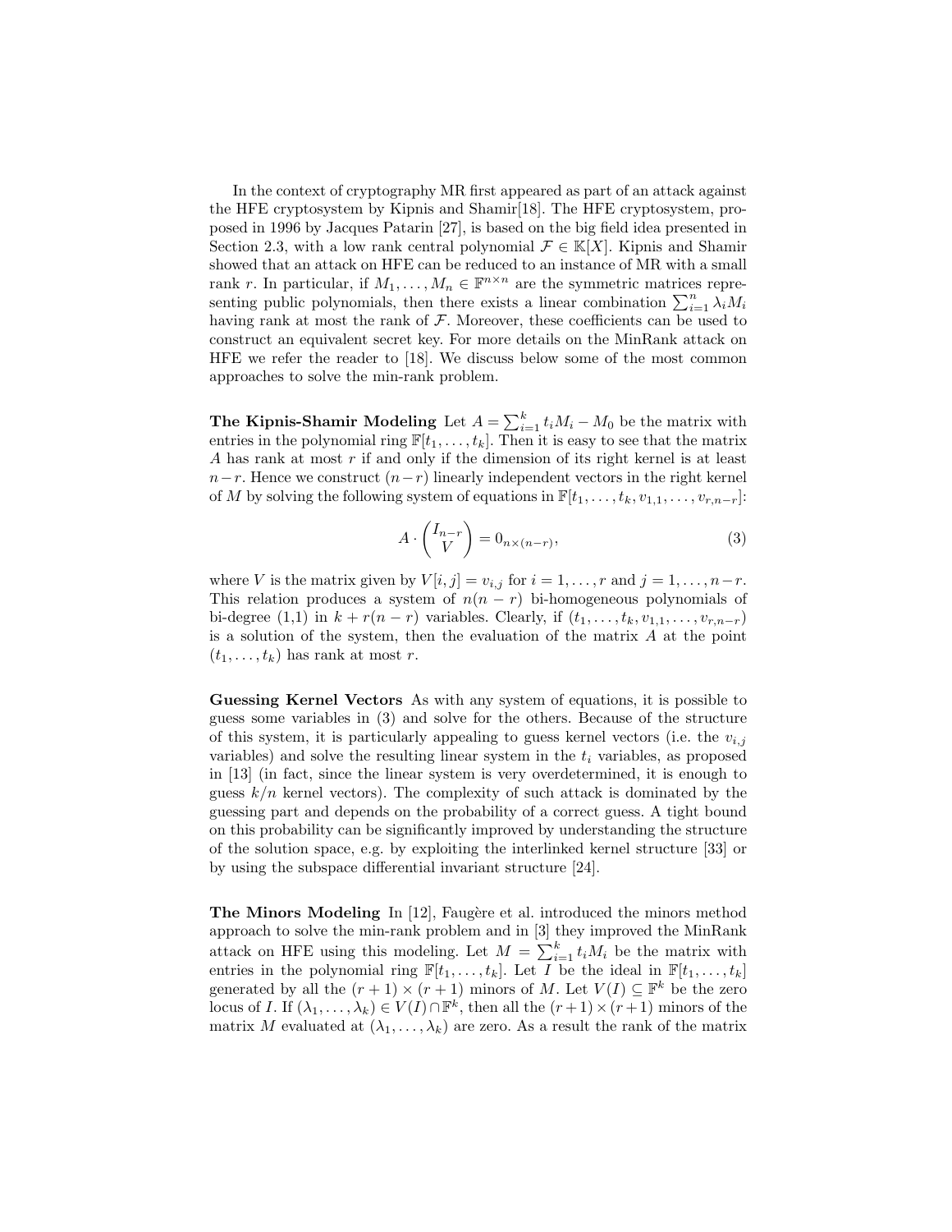In the context of cryptography MR first appeared as part of an attack against the HFE cryptosystem by Kipnis and Shamir[18]. The HFE cryptosystem, proposed in 1996 by Jacques Patarin [27], is based on the big field idea presented in Section 2.3, with a low rank central polynomial $\mathcal{F} \in \mathbb{K}[X]$. Kipnis and Shamir showed that an attack on HFE can be reduced to an instance of MR with a small rank $r$. In particular, if $M_1, \ldots, M_n \in \mathbb{F}^{n\times n}$ are the symmetric matrices representing public polynomials, then there exists a linear combination $\sum_{i=1}^{n} \lambda_i M_i$ having rank at most the rank of $\mathcal{F}$. Moreover, these coefficients can be used to construct an equivalent secret key. For more details on the MinRank attack on HFE we refer the reader to [18]. We discuss below some of the most common approaches to solve the min-rank problem.

**The Kipnis-Shamir Modeling** Let $A = \sum_{i=1}^{k} t_i M_i - M_0$ be the matrix with entries in the polynomial ring $\mathbb{F}[t_1, \ldots, t_k]$. Then it is easy to see that the matrix $A$ has rank at most $r$ if and only if the dimension of its right kernel is at least $n-r$. Hence we construct $(n-r)$ linearly independent vectors in the right kernel of $M$ by solving the following system of equations in $\mathbb{F}[t_1, \ldots, t_k, v_{1,1}, \ldots, v_{r,n-r}]$:

$$A \cdot \begin{pmatrix} I_{n-r} \\ V \end{pmatrix} = 0_{n\times(n-r)}, \tag{3}$$

where $V$ is the matrix given by $V[i,j] = v_{i,j}$ for $i = 1, \ldots, r$ and $j = 1, \ldots, n-r$. This relation produces a system of $n(n-r)$ bi-homogeneous polynomials of bi-degree (1,1) in $k + r(n-r)$ variables. Clearly, if $(t_1, \ldots, t_k, v_{1,1}, \ldots, v_{r,n-r})$ is a solution of the system, then the evaluation of the matrix $A$ at the point $(t_1, \ldots, t_k)$ has rank at most $r$.

**Guessing Kernel Vectors** As with any system of equations, it is possible to guess some variables in (3) and solve for the others. Because of the structure of this system, it is particularly appealing to guess kernel vectors (i.e. the $v_{i,j}$ variables) and solve the resulting linear system in the $t_i$ variables, as proposed in [13] (in fact, since the linear system is very overdetermined, it is enough to guess $k/n$ kernel vectors). The complexity of such attack is dominated by the guessing part and depends on the probability of a correct guess. A tight bound on this probability can be significantly improved by understanding the structure of the solution space, e.g. by exploiting the interlinked kernel structure [33] or by using the subspace differential invariant structure [24].

**The Minors Modeling** In [12], Faugère et al. introduced the minors method approach to solve the min-rank problem and in [3] they improved the MinRank attack on HFE using this modeling. Let $M = \sum_{i=1}^{k} t_i M_i$ be the matrix with entries in the polynomial ring $\mathbb{F}[t_1, \ldots, t_k]$. Let $I$ be the ideal in $\mathbb{F}[t_1, \ldots, t_k]$ generated by all the $(r+1) \times (r+1)$ minors of $M$. Let $V(I) \subseteq \mathbb{F}^k$ be the zero locus of $I$. If $(\lambda_1, \ldots, \lambda_k) \in V(I) \cap \mathbb{F}^k$, then all the $(r+1) \times (r+1)$ minors of the matrix $M$ evaluated at $(\lambda_1, \ldots, \lambda_k)$ are zero. As a result the rank of the matrix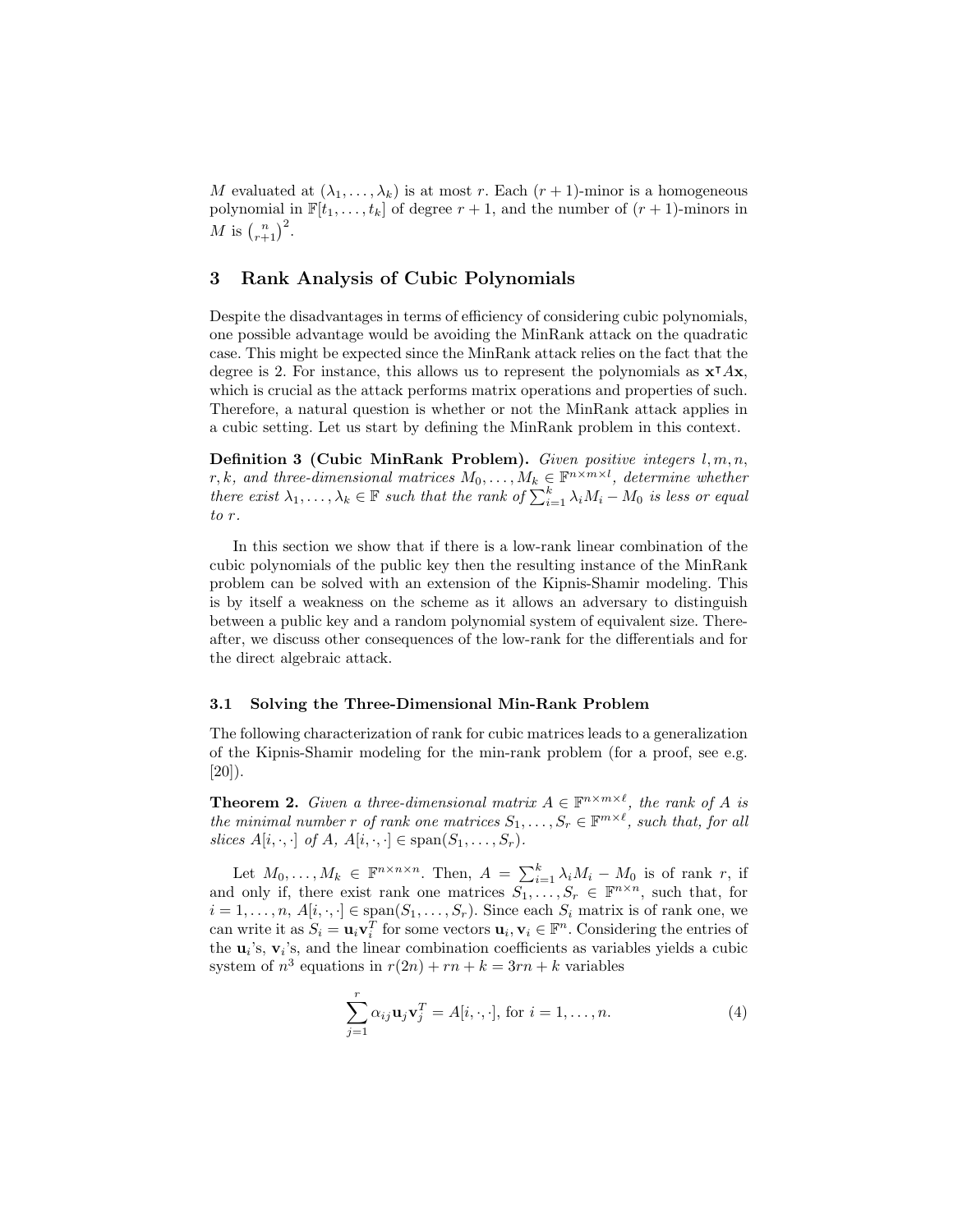$M$ evaluated at $(\lambda_1, \dots, \lambda_k)$ is at most $r$. Each $(r+1)$-minor is a homogeneous polynomial in $\mathbb{F}[t_1, \dots, t_k]$ of degree $r+1$, and the number of $(r+1)$-minors in $M$ is $\binom{n}{r+1}^2$.

## 3 Rank Analysis of Cubic Polynomials

Despite the disadvantages in terms of efficiency of considering cubic polynomials, one possible advantage would be avoiding the MinRank attack on the quadratic case. This might be expected since the MinRank attack relies on the fact that the degree is 2. For instance, this allows us to represent the polynomials as $\mathbf{x}^\intercal A \mathbf{x}$, which is crucial as the attack performs matrix operations and properties of such. Therefore, a natural question is whether or not the MinRank attack applies in a cubic setting. Let us start by defining the MinRank problem in this context.

**Definition 3 (Cubic MinRank Problem).** *Given positive integers $l, m, n, r, k$, and three-dimensional matrices $M_0, \dots, M_k \in \mathbb{F}^{n \times m \times l}$, determine whether there exist $\lambda_1, \dots, \lambda_k \in \mathbb{F}$ such that the rank of $\sum_{i=1}^{k} \lambda_i M_i - M_0$ is less or equal to $r$.*

In this section we show that if there is a low-rank linear combination of the cubic polynomials of the public key then the resulting instance of the MinRank problem can be solved with an extension of the Kipnis-Shamir modeling. This is by itself a weakness on the scheme as it allows an adversary to distinguish between a public key and a random polynomial system of equivalent size. Thereafter, we discuss other consequences of the low-rank for the differentials and for the direct algebraic attack.

### 3.1 Solving the Three-Dimensional Min-Rank Problem

The following characterization of rank for cubic matrices leads to a generalization of the Kipnis-Shamir modeling for the min-rank problem (for a proof, see e.g. [20]).

**Theorem 2.** *Given a three-dimensional matrix $A \in \mathbb{F}^{n \times m \times \ell}$, the rank of $A$ is the minimal number $r$ of rank one matrices $S_1, \dots, S_r \in \mathbb{F}^{m \times \ell}$, such that, for all slices $A[i, \cdot, \cdot]$ of $A$, $A[i, \cdot, \cdot] \in \operatorname{span}(S_1, \dots, S_r)$.*

Let $M_0, \dots, M_k \in \mathbb{F}^{n \times n \times n}$. Then, $A = \sum_{i=1}^{k} \lambda_i M_i - M_0$ is of rank $r$, if and only if, there exist rank one matrices $S_1, \dots, S_r \in \mathbb{F}^{n \times n}$, such that, for $i = 1, \dots, n$, $A[i, \cdot, \cdot] \in \operatorname{span}(S_1, \dots, S_r)$. Since each $S_i$ matrix is of rank one, we can write it as $S_i = \mathbf{u}_i \mathbf{v}_i^T$ for some vectors $\mathbf{u}_i, \mathbf{v}_i \in \mathbb{F}^n$. Considering the entries of the $\mathbf{u}_i$'s, $\mathbf{v}_i$'s, and the linear combination coefficients as variables yields a cubic system of $n^3$ equations in $r(2n) + rn + k = 3rn + k$ variables

$$\sum_{j=1}^{r} \alpha_{ij} \mathbf{u}_j \mathbf{v}_j^T = A[i, \cdot, \cdot], \text{ for } i = 1, \dots, n. \tag{4}$$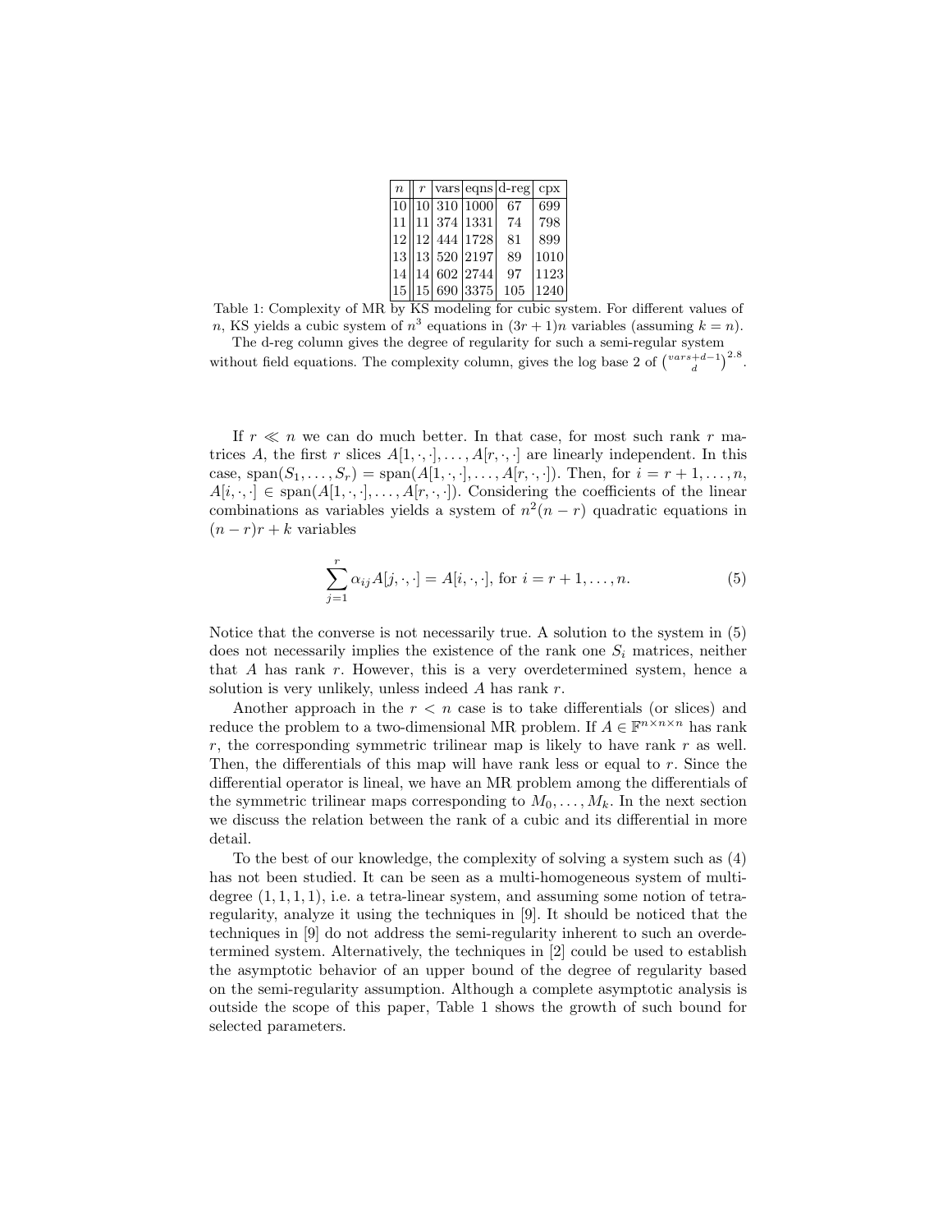| $n$ | $r$ | vars | eqns | d-reg | cpx |
|---|---|---|---|---|---|
| 10 | 10 | 310 | 1000 | 67 | 699 |
| 11 | 11 | 374 | 1331 | 74 | 798 |
| 12 | 12 | 444 | 1728 | 81 | 899 |
| 13 | 13 | 520 | 2197 | 89 | 1010 |
| 14 | 14 | 602 | 2744 | 97 | 1123 |
| 15 | 15 | 690 | 3375 | 105 | 1240 |

Table 1: Complexity of MR by KS modeling for cubic system. For different values of $n$, KS yields a cubic system of $n^3$ equations in $(3r+1)n$ variables (assuming $k = n$). The d-reg column gives the degree of regularity for such a semi-regular system without field equations. The complexity column, gives the log base 2 of $\binom{vars+d-1}{d}^{2.8}$.

If $r \ll n$ we can do much better. In that case, for most such rank $r$ matrices $A$, the first $r$ slices $A[1,\cdot,\cdot],\ldots,A[r,\cdot,\cdot]$ are linearly independent. In this case, $\text{span}(S_1,\ldots,S_r) = \text{span}(A[1,\cdot,\cdot],\ldots,A[r,\cdot,\cdot])$. Then, for $i = r+1,\ldots,n$, $A[i,\cdot,\cdot] \in \text{span}(A[1,\cdot,\cdot],\ldots,A[r,\cdot,\cdot])$. Considering the coefficients of the linear combinations as variables yields a system of $n^2(n-r)$ quadratic equations in $(n-r)r+k$ variables

$$\sum_{j=1}^{r} \alpha_{ij} A[j,\cdot,\cdot] = A[i,\cdot,\cdot], \text{ for } i = r+1,\ldots,n. \tag{5}$$

Notice that the converse is not necessarily true. A solution to the system in (5) does not necessarily implies the existence of the rank one $S_i$ matrices, neither that $A$ has rank $r$. However, this is a very overdetermined system, hence a solution is very unlikely, unless indeed $A$ has rank $r$.

Another approach in the $r < n$ case is to take differentials (or slices) and reduce the problem to a two-dimensional MR problem. If $A \in \mathbb{F}^{n\times n\times n}$ has rank $r$, the corresponding symmetric trilinear map is likely to have rank $r$ as well. Then, the differentials of this map will have rank less or equal to $r$. Since the differential operator is lineal, we have an MR problem among the differentials of the symmetric trilinear maps corresponding to $M_0,\ldots,M_k$. In the next section we discuss the relation between the rank of a cubic and its differential in more detail.

To the best of our knowledge, the complexity of solving a system such as (4) has not been studied. It can be seen as a multi-homogeneous system of multi-degree $(1,1,1,1)$, i.e. a tetra-linear system, and assuming some notion of tetra-regularity, analyze it using the techniques in [9]. It should be noticed that the techniques in [9] do not address the semi-regularity inherent to such an overdetermined system. Alternatively, the techniques in [2] could be used to establish the asymptotic behavior of an upper bound of the degree of regularity based on the semi-regularity assumption. Although a complete asymptotic analysis is outside the scope of this paper, Table 1 shows the growth of such bound for selected parameters.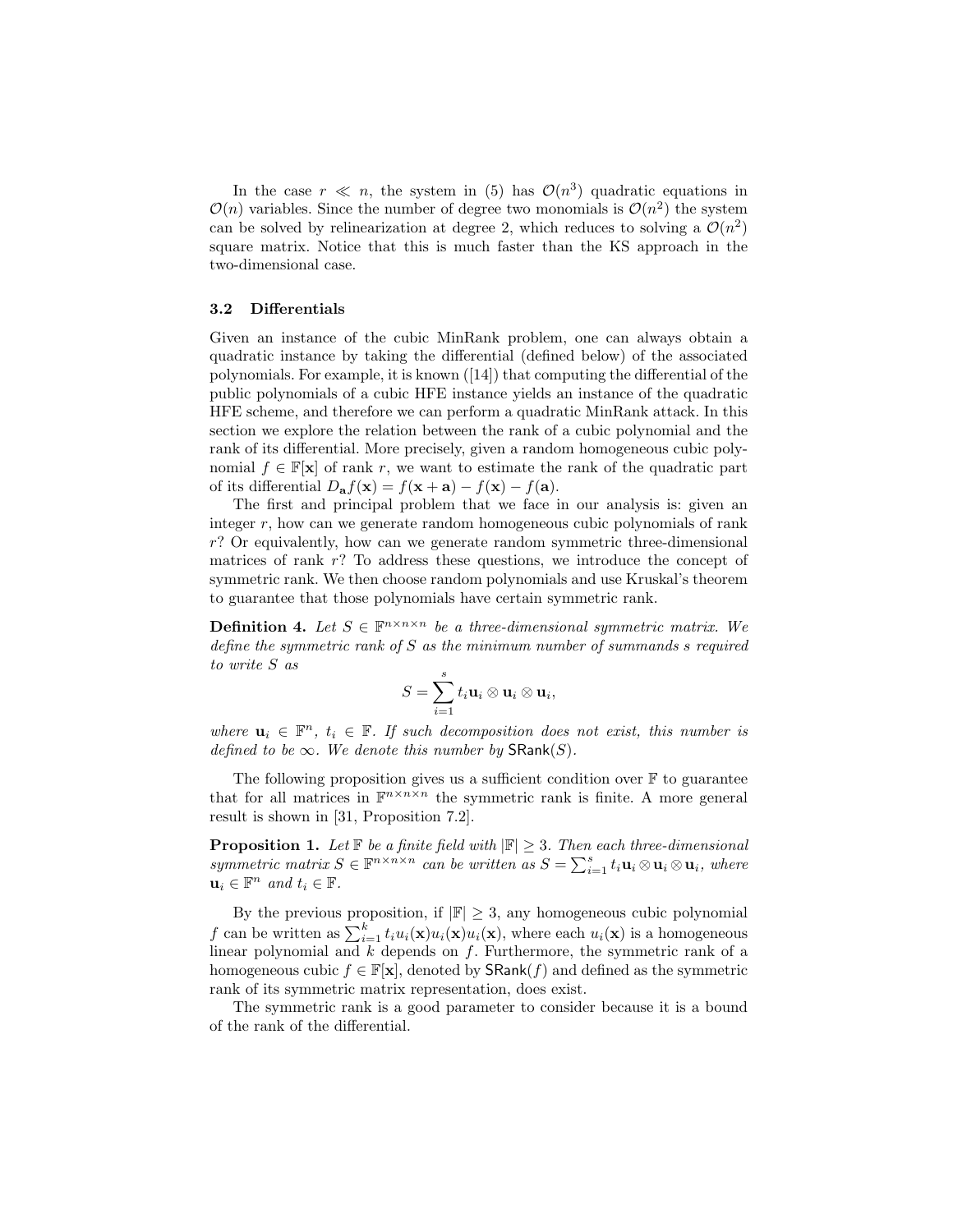In the case $r \ll n$, the system in (5) has $\mathcal{O}(n^3)$ quadratic equations in $\mathcal{O}(n)$ variables. Since the number of degree two monomials is $\mathcal{O}(n^2)$ the system can be solved by relinearization at degree 2, which reduces to solving a $\mathcal{O}(n^2)$ square matrix. Notice that this is much faster than the KS approach in the two-dimensional case.

### 3.2 Differentials

Given an instance of the cubic MinRank problem, one can always obtain a quadratic instance by taking the differential (defined below) of the associated polynomials. For example, it is known ([14]) that computing the differential of the public polynomials of a cubic HFE instance yields an instance of the quadratic HFE scheme, and therefore we can perform a quadratic MinRank attack. In this section we explore the relation between the rank of a cubic polynomial and the rank of its differential. More precisely, given a random homogeneous cubic polynomial $f \in \mathbb{F}[\mathbf{x}]$ of rank $r$, we want to estimate the rank of the quadratic part of its differential $D_{\mathbf{a}}f(\mathbf{x}) = f(\mathbf{x}+\mathbf{a}) - f(\mathbf{x}) - f(\mathbf{a})$.

The first and principal problem that we face in our analysis is: given an integer $r$, how can we generate random homogeneous cubic polynomials of rank $r$? Or equivalently, how can we generate random symmetric three-dimensional matrices of rank $r$? To address these questions, we introduce the concept of symmetric rank. We then choose random polynomials and use Kruskal's theorem to guarantee that those polynomials have certain symmetric rank.

**Definition 4.** *Let $S \in \mathbb{F}^{n\times n\times n}$ be a three-dimensional symmetric matrix. We define the symmetric rank of $S$ as the minimum number of summands $s$ required to write $S$ as*

$$S = \sum_{i=1}^{s} t_i \mathbf{u}_i \otimes \mathbf{u}_i \otimes \mathbf{u}_i,$$

*where $\mathbf{u}_i \in \mathbb{F}^n$, $t_i \in \mathbb{F}$. If such decomposition does not exist, this number is defined to be $\infty$. We denote this number by $\mathsf{SRank}(S)$.*

The following proposition gives us a sufficient condition over $\mathbb{F}$ to guarantee that for all matrices in $\mathbb{F}^{n\times n\times n}$ the symmetric rank is finite. A more general result is shown in [31, Proposition 7.2].

**Proposition 1.** *Let $\mathbb{F}$ be a finite field with $|\mathbb{F}| \geq 3$. Then each three-dimensional symmetric matrix $S \in \mathbb{F}^{n\times n\times n}$ can be written as $S = \sum_{i=1}^{s} t_i \mathbf{u}_i \otimes \mathbf{u}_i \otimes \mathbf{u}_i$, where $\mathbf{u}_i \in \mathbb{F}^n$ and $t_i \in \mathbb{F}$.*

By the previous proposition, if $|\mathbb{F}| \geq 3$, any homogeneous cubic polynomial $f$ can be written as $\sum_{i=1}^{k} t_i u_i(\mathbf{x}) u_i(\mathbf{x}) u_i(\mathbf{x})$, where each $u_i(\mathbf{x})$ is a homogeneous linear polynomial and $k$ depends on $f$. Furthermore, the symmetric rank of a homogeneous cubic $f \in \mathbb{F}[\mathbf{x}]$, denoted by $\mathsf{SRank}(f)$ and defined as the symmetric rank of its symmetric matrix representation, does exist.

The symmetric rank is a good parameter to consider because it is a bound of the rank of the differential.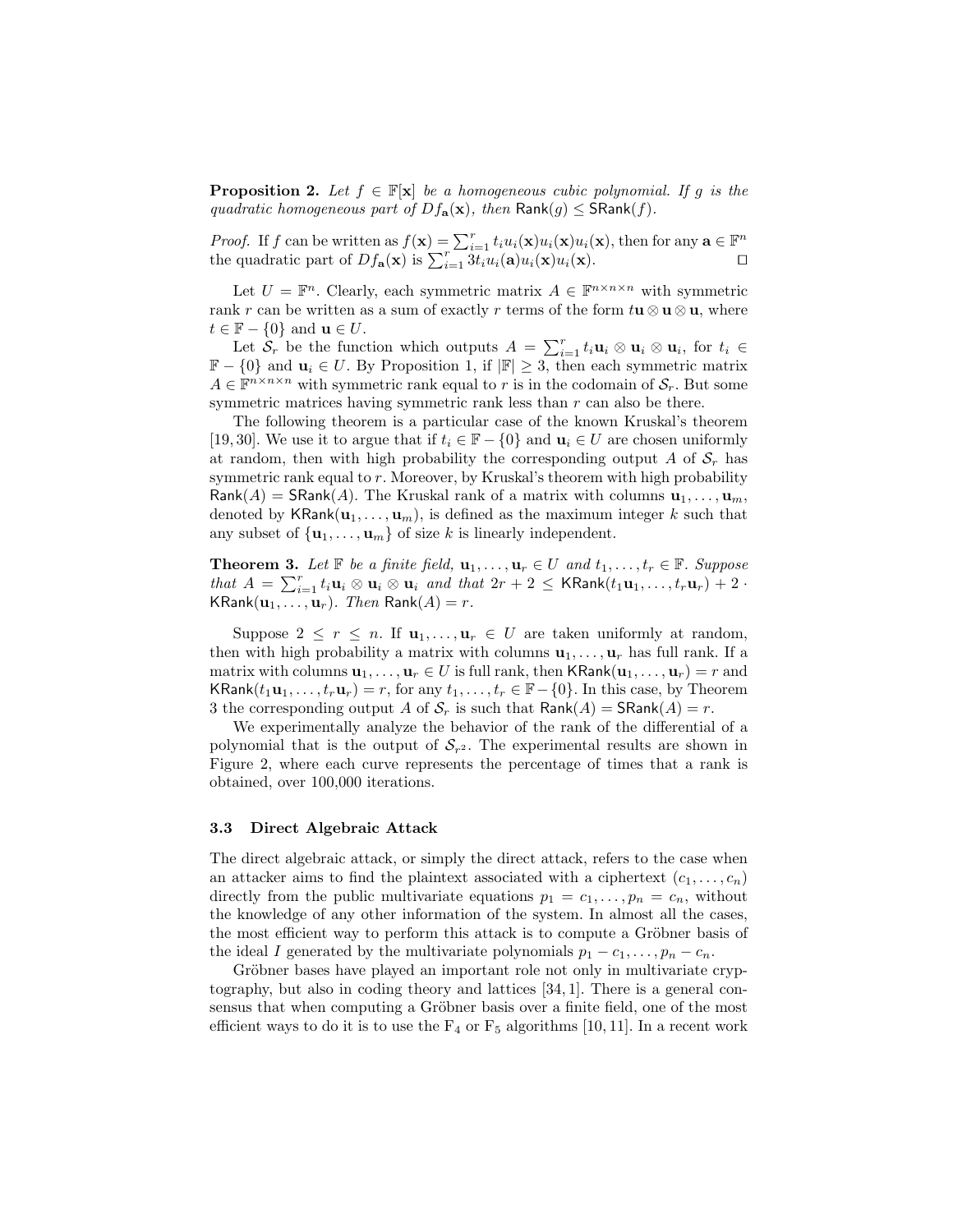**Proposition 2.** *Let $f \in \mathbb{F}[\mathbf{x}]$ be a homogeneous cubic polynomial. If $g$ is the quadratic homogeneous part of $Df_{\mathbf{a}}(\mathbf{x})$, then $\mathsf{Rank}(g) \leq \mathsf{SRank}(f)$.*

*Proof.* If $f$ can be written as $f(\mathbf{x}) = \sum_{i=1}^{r} t_i u_i(\mathbf{x}) u_i(\mathbf{x}) u_i(\mathbf{x})$, then for any $\mathbf{a} \in \mathbb{F}^n$ the quadratic part of $Df_{\mathbf{a}}(\mathbf{x})$ is $\sum_{i=1}^{r} 3t_i u_i(\mathbf{a}) u_i(\mathbf{x}) u_i(\mathbf{x})$. ☐

Let $U = \mathbb{F}^n$. Clearly, each symmetric matrix $A \in \mathbb{F}^{n\times n\times n}$ with symmetric rank $r$ can be written as a sum of exactly $r$ terms of the form $t\mathbf{u} \otimes \mathbf{u} \otimes \mathbf{u}$, where $t \in \mathbb{F} - \{0\}$ and $\mathbf{u} \in U$.

Let $\mathcal{S}_r$ be the function which outputs $A = \sum_{i=1}^{r} t_i \mathbf{u}_i \otimes \mathbf{u}_i \otimes \mathbf{u}_i$, for $t_i \in \mathbb{F} - \{0\}$ and $\mathbf{u}_i \in U$. By Proposition 1, if $|\mathbb{F}| \geq 3$, then each symmetric matrix $A \in \mathbb{F}^{n\times n\times n}$ with symmetric rank equal to $r$ is in the codomain of $\mathcal{S}_r$. But some symmetric matrices having symmetric rank less than $r$ can also be there.

The following theorem is a particular case of the known Kruskal's theorem [19, 30]. We use it to argue that if $t_i \in \mathbb{F} - \{0\}$ and $\mathbf{u}_i \in U$ are chosen uniformly at random, then with high probability the corresponding output $A$ of $\mathcal{S}_r$ has symmetric rank equal to $r$. Moreover, by Kruskal's theorem with high probability $\mathsf{Rank}(A) = \mathsf{SRank}(A)$. The Kruskal rank of a matrix with columns $\mathbf{u}_1, \ldots, \mathbf{u}_m$, denoted by $\mathsf{KRank}(\mathbf{u}_1, \ldots, \mathbf{u}_m)$, is defined as the maximum integer $k$ such that any subset of $\{\mathbf{u}_1, \ldots, \mathbf{u}_m\}$ of size $k$ is linearly independent.

**Theorem 3.** *Let $\mathbb{F}$ be a finite field, $\mathbf{u}_1, \ldots, \mathbf{u}_r \in U$ and $t_1, \ldots, t_r \in \mathbb{F}$. Suppose that $A = \sum_{i=1}^{r} t_i \mathbf{u}_i \otimes \mathbf{u}_i \otimes \mathbf{u}_i$ and that $2r + 2 \leq \mathsf{KRank}(t_1\mathbf{u}_1, \ldots, t_r\mathbf{u}_r) + 2 \cdot \mathsf{KRank}(\mathbf{u}_1, \ldots, \mathbf{u}_r)$. Then $\mathsf{Rank}(A) = r$.*

Suppose $2 \leq r \leq n$. If $\mathbf{u}_1, \ldots, \mathbf{u}_r \in U$ are taken uniformly at random, then with high probability a matrix with columns $\mathbf{u}_1, \ldots, \mathbf{u}_r$ has full rank. If a matrix with columns $\mathbf{u}_1, \ldots, \mathbf{u}_r \in U$ is full rank, then $\mathsf{KRank}(\mathbf{u}_1, \ldots, \mathbf{u}_r) = r$ and $\mathsf{KRank}(t_1\mathbf{u}_1, \ldots, t_r\mathbf{u}_r) = r$, for any $t_1, \ldots, t_r \in \mathbb{F} - \{0\}$. In this case, by Theorem 3 the corresponding output $A$ of $\mathcal{S}_r$ is such that $\mathsf{Rank}(A) = \mathsf{SRank}(A) = r$.

We experimentally analyze the behavior of the rank of the differential of a polynomial that is the output of $\mathcal{S}_{r^2}$. The experimental results are shown in Figure 2, where each curve represents the percentage of times that a rank is obtained, over 100,000 iterations.

### 3.3 Direct Algebraic Attack

The direct algebraic attack, or simply the direct attack, refers to the case when an attacker aims to find the plaintext associated with a ciphertext $(c_1, \ldots, c_n)$ directly from the public multivariate equations $p_1 = c_1, \ldots, p_n = c_n$, without the knowledge of any other information of the system. In almost all the cases, the most efficient way to perform this attack is to compute a Gröbner basis of the ideal $I$ generated by the multivariate polynomials $p_1 - c_1, \ldots, p_n - c_n$.

Gröbner bases have played an important role not only in multivariate cryptography, but also in coding theory and lattices [34, 1]. There is a general consensus that when computing a Gröbner basis over a finite field, one of the most efficient ways to do it is to use the $\mathrm{F}_4$ or $\mathrm{F}_5$ algorithms [10, 11]. In a recent work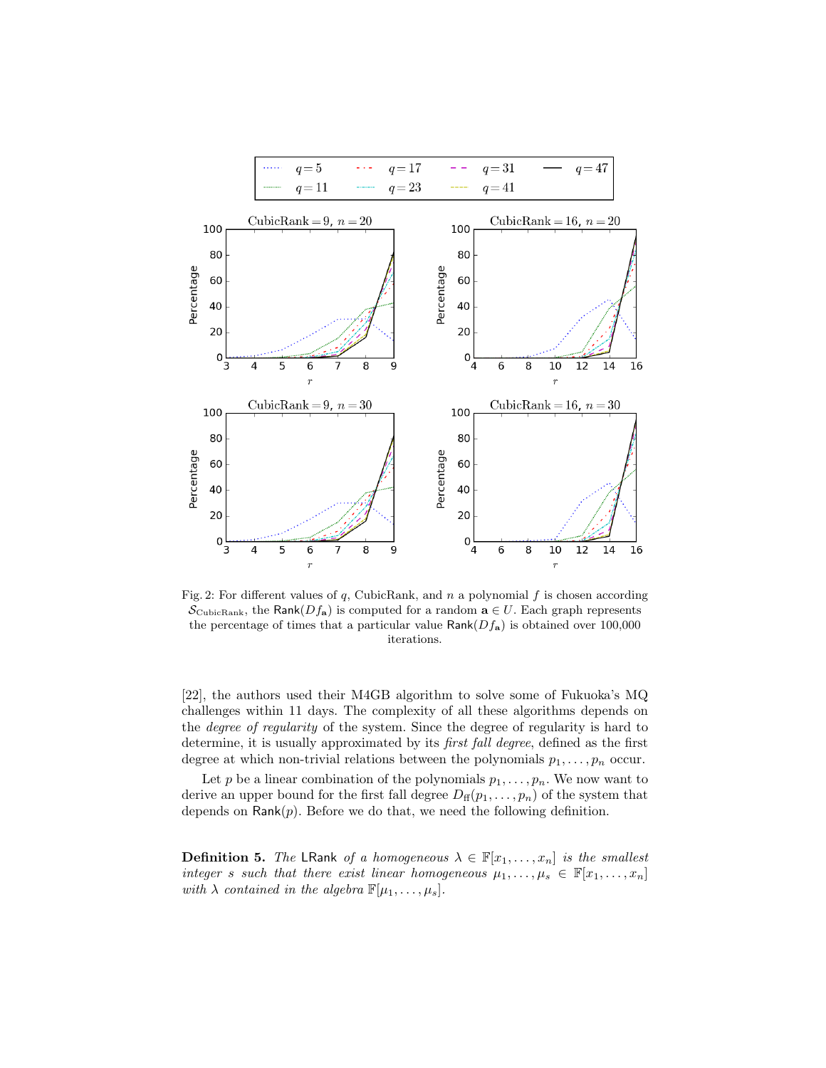Fig. 2: For different values of $q$, CubicRank, and $n$ a polynomial $f$ is chosen according $\mathcal{S}_{\text{CubicRank}}$, the $\mathsf{Rank}(Df_{\mathbf{a}})$ is computed for a random $\mathbf{a} \in U$. Each graph represents the percentage of times that a particular value $\mathsf{Rank}(Df_{\mathbf{a}})$ is obtained over 100,000 iterations.

[22], the authors used their M4GB algorithm to solve some of Fukuoka's MQ challenges within 11 days. The complexity of all these algorithms depends on the *degree of regularity* of the system. Since the degree of regularity is hard to determine, it is usually approximated by its *first fall degree*, defined as the first degree at which non-trivial relations between the polynomials $p_1, \ldots, p_n$ occur.

Let $p$ be a linear combination of the polynomials $p_1, \ldots, p_n$. We now want to derive an upper bound for the first fall degree $D_{\text{ff}}(p_1, \ldots, p_n)$ of the system that depends on $\mathsf{Rank}(p)$. Before we do that, we need the following definition.

**Definition 5.** *The* $\mathsf{LRank}$ *of a homogeneous* $\lambda \in \mathbb{F}[x_1, \ldots, x_n]$ *is the smallest integer* $s$ *such that there exist linear homogeneous* $\mu_1, \ldots, \mu_s \in \mathbb{F}[x_1, \ldots, x_n]$ *with* $\lambda$ *contained in the algebra* $\mathbb{F}[\mu_1, \ldots, \mu_s]$.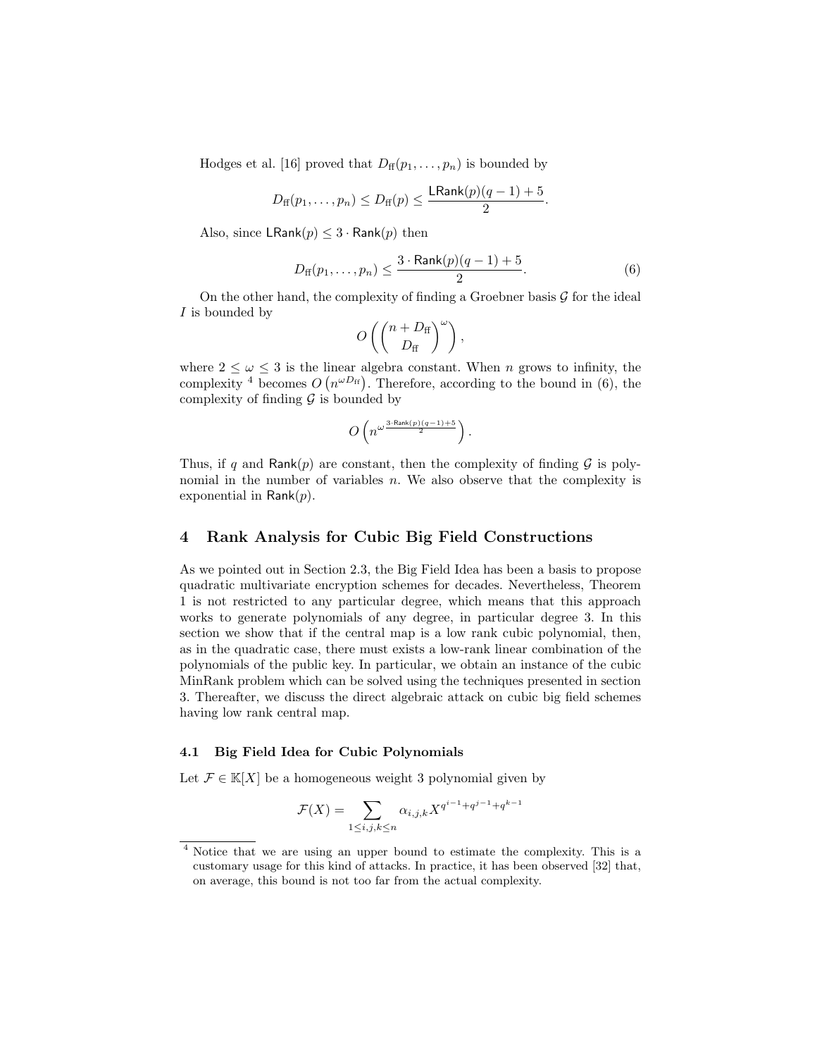Hodges et al. [16] proved that $D_{\mathrm{ff}}(p_1, \ldots, p_n)$ is bounded by

$$D_{\mathrm{ff}}(p_1, \ldots, p_n) \leq D_{\mathrm{ff}}(p) \leq \frac{\mathsf{LRank}(p)(q-1)+5}{2}.$$

Also, since $\mathsf{LRank}(p) \leq 3 \cdot \mathsf{Rank}(p)$ then

$$D_{\mathrm{ff}}(p_1, \ldots, p_n) \leq \frac{3 \cdot \mathsf{Rank}(p)(q-1)+5}{2}. \tag{6}$$

On the other hand, the complexity of finding a Groebner basis $\mathcal{G}$ for the ideal $I$ is bounded by

$$O\left(\binom{n+D_{\mathrm{ff}}}{D_{\mathrm{ff}}}^{\omega}\right),$$

where $2 \leq \omega \leq 3$ is the linear algebra constant. When $n$ grows to infinity, the complexity [4] becomes $O\left(n^{\omega D_{\mathrm{ff}}}\right)$. Therefore, according to the bound in (6), the complexity of finding $\mathcal{G}$ is bounded by

$$O\left(n^{\omega \frac{3 \cdot \mathsf{Rank}(p)(q-1)+5}{2}}\right).$$

Thus, if $q$ and $\mathsf{Rank}(p)$ are constant, then the complexity of finding $\mathcal{G}$ is polynomial in the number of variables $n$. We also observe that the complexity is exponential in $\mathsf{Rank}(p)$.

## 4 Rank Analysis for Cubic Big Field Constructions

As we pointed out in Section 2.3, the Big Field Idea has been a basis to propose quadratic multivariate encryption schemes for decades. Nevertheless, Theorem 1 is not restricted to any particular degree, which means that this approach works to generate polynomials of any degree, in particular degree 3. In this section we show that if the central map is a low rank cubic polynomial, then, as in the quadratic case, there must exists a low-rank linear combination of the polynomials of the public key. In particular, we obtain an instance of the cubic MinRank problem which can be solved using the techniques presented in section 3. Thereafter, we discuss the direct algebraic attack on cubic big field schemes having low rank central map.

### 4.1 Big Field Idea for Cubic Polynomials

Let $\mathcal{F} \in \mathbb{K}[X]$ be a homogeneous weight 3 polynomial given by

$$\mathcal{F}(X) = \sum_{1 \leq i,j,k \leq n} \alpha_{i,j,k} X^{q^{i-1}+q^{j-1}+q^{k-1}}$$

[4] Notice that we are using an upper bound to estimate the complexity. This is a customary usage for this kind of attacks. In practice, it has been observed [32] that, on average, this bound is not too far from the actual complexity.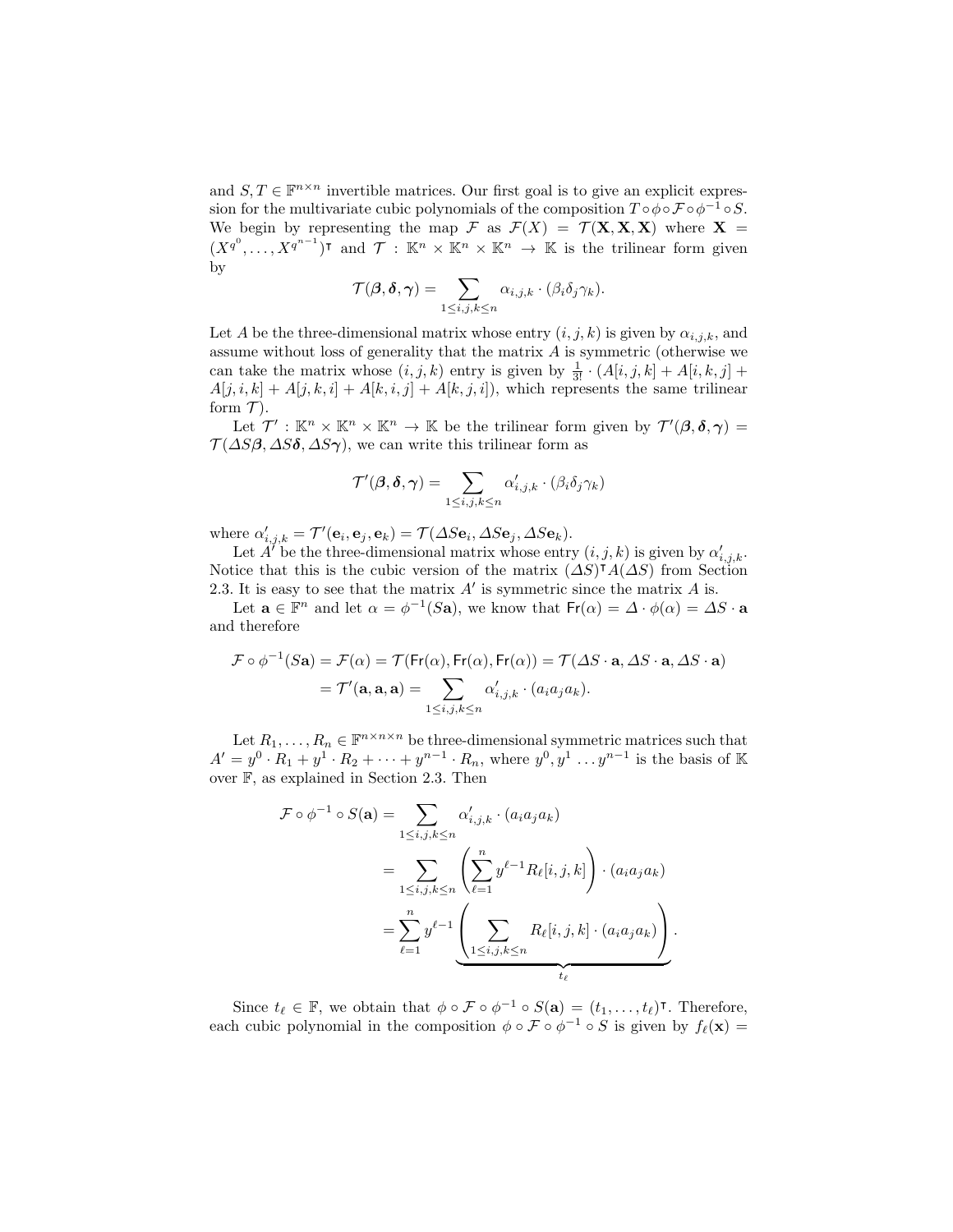and $S, T \in \mathbb{F}^{n\times n}$ invertible matrices. Our first goal is to give an explicit expression for the multivariate cubic polynomials of the composition $T \circ \phi \circ \mathcal{F} \circ \phi^{-1} \circ S$. We begin by representing the map $\mathcal{F}$ as $\mathcal{F}(X) = \mathcal{T}(\mathbf{X}, \mathbf{X}, \mathbf{X})$ where $\mathbf{X} = (X^{q^0}, \ldots, X^{q^{n-1}})^\intercal$ and $\mathcal{T} : \mathbb{K}^n \times \mathbb{K}^n \times \mathbb{K}^n \to \mathbb{K}$ is the trilinear form given by

$$\mathcal{T}(\boldsymbol{\beta}, \boldsymbol{\delta}, \boldsymbol{\gamma}) = \sum_{1\leq i,j,k\leq n} \alpha_{i,j,k} \cdot (\beta_i \delta_j \gamma_k).$$

Let $A$ be the three-dimensional matrix whose entry $(i, j, k)$ is given by $\alpha_{i,j,k}$, and assume without loss of generality that the matrix $A$ is symmetric (otherwise we can take the matrix whose $(i, j, k)$ entry is given by $\frac{1}{3!} \cdot (A[i, j, k] + A[i, k, j] + A[j, i, k] + A[j, k, i] + A[k, i, j] + A[k, j, i])$, which represents the same trilinear form $\mathcal{T}$).

Let $\mathcal{T}' : \mathbb{K}^n \times \mathbb{K}^n \times \mathbb{K}^n \to \mathbb{K}$ be the trilinear form given by $\mathcal{T}'(\boldsymbol{\beta}, \boldsymbol{\delta}, \boldsymbol{\gamma}) = \mathcal{T}(\Delta S \boldsymbol{\beta}, \Delta S \boldsymbol{\delta}, \Delta S \boldsymbol{\gamma})$, we can write this trilinear form as

$$\mathcal{T}'(\boldsymbol{\beta}, \boldsymbol{\delta}, \boldsymbol{\gamma}) = \sum_{1\leq i,j,k\leq n} \alpha'_{i,j,k} \cdot (\beta_i \delta_j \gamma_k)$$

where $\alpha'_{i,j,k} = \mathcal{T}'(\mathbf{e}_i, \mathbf{e}_j, \mathbf{e}_k) = \mathcal{T}(\Delta S \mathbf{e}_i, \Delta S \mathbf{e}_j, \Delta S \mathbf{e}_k)$.

Let $A'$ be the three-dimensional matrix whose entry $(i, j, k)$ is given by $\alpha'_{i,j,k}$. Notice that this is the cubic version of the matrix $(\Delta S)^\intercal A (\Delta S)$ from Section 2.3. It is easy to see that the matrix $A'$ is symmetric since the matrix $A$ is.

Let $\mathbf{a} \in \mathbb{F}^n$ and let $\alpha = \phi^{-1}(S\mathbf{a})$, we know that $\mathsf{Fr}(\alpha) = \Delta \cdot \phi(\alpha) = \Delta S \cdot \mathbf{a}$ and therefore

$$\begin{aligned}
\mathcal{F} \circ \phi^{-1}(S\mathbf{a}) &= \mathcal{F}(\alpha) = \mathcal{T}(\mathsf{Fr}(\alpha), \mathsf{Fr}(\alpha), \mathsf{Fr}(\alpha)) = \mathcal{T}(\Delta S \cdot \mathbf{a}, \Delta S \cdot \mathbf{a}, \Delta S \cdot \mathbf{a}) \\
&= \mathcal{T}'(\mathbf{a}, \mathbf{a}, \mathbf{a}) = \sum_{1\leq i,j,k\leq n} \alpha'_{i,j,k} \cdot (a_i a_j a_k).
\end{aligned}$$

Let $R_1, \ldots, R_n \in \mathbb{F}^{n\times n\times n}$ be three-dimensional symmetric matrices such that $A' = y^0 \cdot R_1 + y^1 \cdot R_2 + \cdots + y^{n-1} \cdot R_n$, where $y^0, y^1 \ldots y^{n-1}$ is the basis of $\mathbb{K}$ over $\mathbb{F}$, as explained in Section 2.3. Then

$$\begin{aligned}
\mathcal{F} \circ \phi^{-1} \circ S(\mathbf{a}) &= \sum_{1\leq i,j,k\leq n} \alpha'_{i,j,k} \cdot (a_i a_j a_k) \\
&= \sum_{1\leq i,j,k\leq n} \left( \sum_{\ell=1}^{n} y^{\ell-1} R_\ell[i, j, k] \right) \cdot (a_i a_j a_k) \\
&= \sum_{\ell=1}^{n} y^{\ell-1} \underbrace{\left( \sum_{1\leq i,j,k\leq n} R_\ell[i, j, k] \cdot (a_i a_j a_k) \right)}_{t_\ell}.
\end{aligned}$$

Since $t_\ell \in \mathbb{F}$, we obtain that $\phi \circ \mathcal{F} \circ \phi^{-1} \circ S(\mathbf{a}) = (t_1, \ldots, t_\ell)^\intercal$. Therefore, each cubic polynomial in the composition $\phi \circ \mathcal{F} \circ \phi^{-1} \circ S$ is given by $f_\ell(\mathbf{x}) =$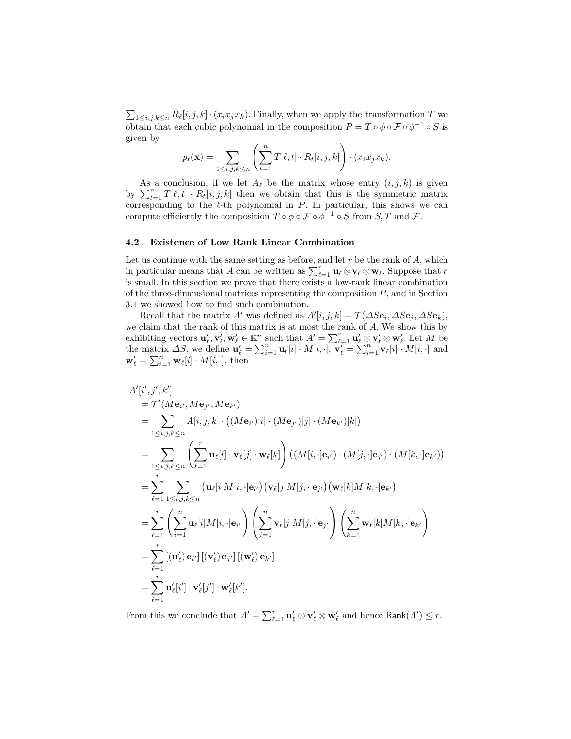$\sum_{1\leq i,j,k\leq n} R_\ell[i,j,k] \cdot (x_i x_j x_k)$. Finally, when we apply the transformation $T$ we obtain that each cubic polynomial in the composition $P = T \circ \phi \circ \mathcal{F} \circ \phi^{-1} \circ S$ is given by

$$p_\ell(\mathbf{x}) = \sum_{1\leq i,j,k\leq n} \left( \sum_{t=1}^{n} T[\ell,t] \cdot R_t[i,j,k] \right) \cdot (x_i x_j x_k).$$

As a conclusion, if we let $A_\ell$ be the matrix whose entry $(i,j,k)$ is given by $\sum_{t=1}^{n} T[\ell,t] \cdot R_t[i,j,k]$ then we obtain that this is the symmetric matrix corresponding to the $\ell$-th polynomial in $P$. In particular, this shows we can compute efficiently the composition $T \circ \phi \circ \mathcal{F} \circ \phi^{-1} \circ S$ from $S, T$ and $\mathcal{F}$.

### 4.2 Existence of Low Rank Linear Combination

Let us continue with the same setting as before, and let $r$ be the rank of $A$, which in particular means that $A$ can be written as $\sum_{\ell=1}^{r} \mathbf{u}_\ell \otimes \mathbf{v}_\ell \otimes \mathbf{w}_\ell$. Suppose that $r$ is small. In this section we prove that there exists a low-rank linear combination of the three-dimensional matrices representing the composition $P$, and in Section 3.1 we showed how to find such combination.

Recall that the matrix $A'$ was defined as $A'[i,j,k] = \mathcal{T}(\Delta S\mathbf{e}_i, \Delta S\mathbf{e}_j, \Delta S\mathbf{e}_k)$, we claim that the rank of this matrix is at most the rank of $A$. We show this by exhibiting vectors $\mathbf{u}'_\ell, \mathbf{v}'_\ell, \mathbf{w}'_\ell \in \mathbb{K}^n$ such that $A' = \sum_{\ell=1}^{r} \mathbf{u}'_\ell \otimes \mathbf{v}'_\ell \otimes \mathbf{w}'_\ell$. Let $M$ be the matrix $\Delta S$, we define $\mathbf{u}'_\ell = \sum_{i=1}^{n} \mathbf{u}_\ell[i] \cdot M[i,\cdot]$, $\mathbf{v}'_\ell = \sum_{i=1}^{n} \mathbf{v}_\ell[i] \cdot M[i,\cdot]$ and $\mathbf{w}'_\ell = \sum_{i=1}^{n} \mathbf{w}_\ell[i] \cdot M[i,\cdot]$, then

$$\begin{aligned}
&A'[i',j',k'] \\
&= \mathcal{T}'(M\mathbf{e}_{i'}, M\mathbf{e}_{j'}, M\mathbf{e}_{k'}) \\
&= \sum_{1\leq i,j,k\leq n} A[i,j,k] \cdot \big( (M\mathbf{e}_{i'})[i] \cdot (M\mathbf{e}_{j'})[j] \cdot (M\mathbf{e}_{k'})[k] \big) \\
&= \sum_{1\leq i,j,k\leq n} \left( \sum_{\ell=1}^{r} \mathbf{u}_\ell[i] \cdot \mathbf{v}_\ell[j] \cdot \mathbf{w}_\ell[k] \right) \big( (M[i,\cdot]\mathbf{e}_{i'}) \cdot (M[j,\cdot]\mathbf{e}_{j'}) \cdot (M[k,\cdot]\mathbf{e}_{k'}) \big) \\
&= \sum_{\ell=1}^{r} \sum_{1\leq i,j,k\leq n} \big(\mathbf{u}_\ell[i] M[i,\cdot]\mathbf{e}_{i'}\big) \big(\mathbf{v}_\ell[j] M[j,\cdot]\mathbf{e}_{j'}\big) \big(\mathbf{w}_\ell[k] M[k,\cdot]\mathbf{e}_{k'}\big) \\
&= \sum_{\ell=1}^{r} \left( \sum_{i=1}^{n} \mathbf{u}_\ell[i] M[i,\cdot]\mathbf{e}_{i'} \right) \left( \sum_{j=1}^{n} \mathbf{v}_\ell[j] M[j,\cdot]\mathbf{e}_{j'} \right) \left( \sum_{k=1}^{n} \mathbf{w}_\ell[k] M[k,\cdot]\mathbf{e}_{k'} \right) \\
&= \sum_{\ell=1}^{r} \left[ (\mathbf{u}'_\ell)\, \mathbf{e}_{i'} \right] \left[ (\mathbf{v}'_\ell)\, \mathbf{e}_{j'} \right] \left[ (\mathbf{w}'_\ell)\, \mathbf{e}_{k'} \right] \\
&= \sum_{\ell=1}^{r} \mathbf{u}'_\ell[i'] \cdot \mathbf{v}'_\ell[j'] \cdot \mathbf{w}'_\ell[k'].
\end{aligned}$$

From this we conclude that $A' = \sum_{\ell=1}^{r} \mathbf{u}'_\ell \otimes \mathbf{v}'_\ell \otimes \mathbf{w}'_\ell$ and hence $\mathsf{Rank}(A') \leq r$.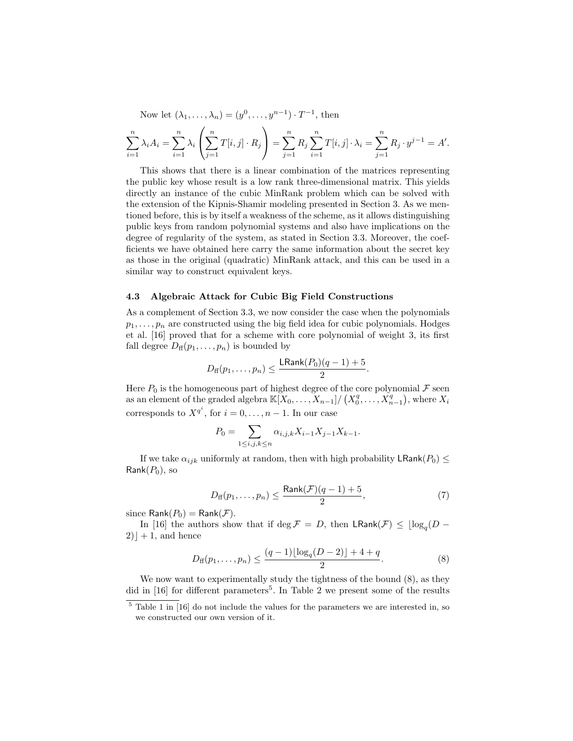Now let $(\lambda_1, \ldots, \lambda_n) = (y^0, \ldots, y^{n-1}) \cdot T^{-1}$, then

$$\sum_{i=1}^{n} \lambda_i A_i = \sum_{i=1}^{n} \lambda_i \left( \sum_{j=1}^{n} T[i,j] \cdot R_j \right) = \sum_{j=1}^{n} R_j \sum_{i=1}^{n} T[i,j] \cdot \lambda_i = \sum_{j=1}^{n} R_j \cdot y^{j-1} = A'.$$

This shows that there is a linear combination of the matrices representing the public key whose result is a low rank three-dimensional matrix. This yields directly an instance of the cubic MinRank problem which can be solved with the extension of the Kipnis-Shamir modeling presented in Section 3. As we mentioned before, this is by itself a weakness of the scheme, as it allows distinguishing public keys from random polynomial systems and also have implications on the degree of regularity of the system, as stated in Section 3.3. Moreover, the coefficients we have obtained here carry the same information about the secret key as those in the original (quadratic) MinRank attack, and this can be used in a similar way to construct equivalent keys.

### 4.3 Algebraic Attack for Cubic Big Field Constructions

As a complement of Section 3.3, we now consider the case when the polynomials $p_1, \ldots, p_n$ are constructed using the big field idea for cubic polynomials. Hodges et al. [16] proved that for a scheme with core polynomial of weight 3, its first fall degree $D_{\mathrm{ff}}(p_1, \ldots, p_n)$ is bounded by

$$D_{\mathrm{ff}}(p_1, \ldots, p_n) \leq \frac{\mathsf{LRank}(P_0)(q-1) + 5}{2}.$$

Here $P_0$ is the homogeneous part of highest degree of the core polynomial $\mathcal{F}$ seen as an element of the graded algebra $\mathbb{K}[X_0, \ldots, X_{n-1}]/\left(X_0^q, \ldots, X_{n-1}^q\right)$, where $X_i$ corresponds to $X^{q^i}$, for $i = 0, \ldots, n-1$. In our case

$$P_0 = \sum_{1 \leq i,j,k \leq n} \alpha_{i,j,k} X_{i-1} X_{j-1} X_{k-1}.$$

If we take $\alpha_{ijk}$ uniformly at random, then with high probability $\mathsf{LRank}(P_0) \leq \mathsf{Rank}(P_0)$, so

$$D_{\mathrm{ff}}(p_1, \ldots, p_n) \leq \frac{\mathsf{Rank}(\mathcal{F})(q-1) + 5}{2}, \tag{7}$$

since $\mathsf{Rank}(P_0) = \mathsf{Rank}(\mathcal{F})$.

In [16] the authors show that if $\deg \mathcal{F} = D$, then $\mathsf{LRank}(\mathcal{F}) \leq \lfloor \log_q(D-2) \rfloor + 1$, and hence

$$D_{\mathrm{ff}}(p_1, \ldots, p_n) \leq \frac{(q-1)\lfloor \log_q(D-2) \rfloor + 4 + q}{2}. \tag{8}$$

We now want to experimentally study the tightness of the bound (8), as they did in [16] for different parameters[5]. In Table 2 we present some of the results

[5] Table 1 in [16] do not include the values for the parameters we are interested in, so we constructed our own version of it.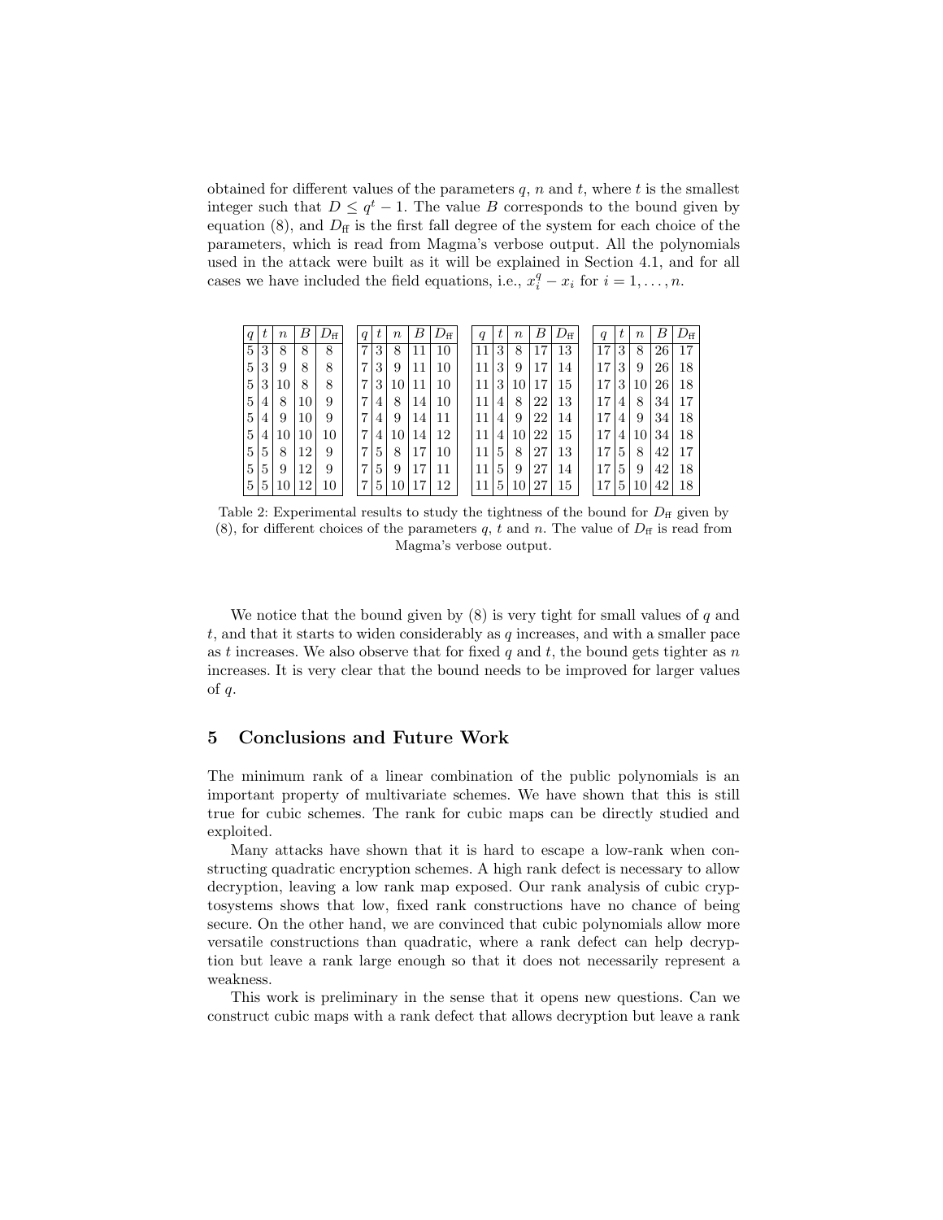obtained for different values of the parameters $q$, $n$ and $t$, where $t$ is the smallest integer such that $D \leq q^t - 1$. The value $B$ corresponds to the bound given by equation (8), and $D_{\mathrm{ff}}$ is the first fall degree of the system for each choice of the parameters, which is read from Magma's verbose output. All the polynomials used in the attack were built as it will be explained in Section 4.1, and for all cases we have included the field equations, i.e., $x_i^q - x_i$ for $i = 1, \ldots, n$.

| $q$ | $t$ | $n$ | $B$ | $D_{\mathrm{ff}}$ |
|---|---|---|---|---|
| 5 | 3 | 8 | 8 | 8 |
| 5 | 3 | 9 | 8 | 8 |
| 5 | 3 | 10 | 8 | 8 |
| 5 | 4 | 8 | 10 | 9 |
| 5 | 4 | 9 | 10 | 9 |
| 5 | 4 | 10 | 10 | 10 |
| 5 | 5 | 8 | 12 | 9 |
| 5 | 5 | 9 | 12 | 9 |
| 5 | 5 | 10 | 12 | 10 |

| $q$ | $t$ | $n$ | $B$ | $D_{\mathrm{ff}}$ |
|---|---|---|---|---|
| 7 | 3 | 8 | 11 | 10 |
| 7 | 3 | 9 | 11 | 10 |
| 7 | 3 | 10 | 11 | 10 |
| 7 | 4 | 8 | 14 | 10 |
| 7 | 4 | 9 | 14 | 11 |
| 7 | 4 | 10 | 14 | 12 |
| 7 | 5 | 8 | 17 | 10 |
| 7 | 5 | 9 | 17 | 11 |
| 7 | 5 | 10 | 17 | 12 |

| $q$ | $t$ | $n$ | $B$ | $D_{\mathrm{ff}}$ |
|---|---|---|---|---|
| 11 | 3 | 8 | 17 | 13 |
| 11 | 3 | 9 | 17 | 14 |
| 11 | 3 | 10 | 17 | 15 |
| 11 | 4 | 8 | 22 | 13 |
| 11 | 4 | 9 | 22 | 14 |
| 11 | 4 | 10 | 22 | 15 |
| 11 | 5 | 8 | 27 | 13 |
| 11 | 5 | 9 | 27 | 14 |
| 11 | 5 | 10 | 27 | 15 |

| $q$ | $t$ | $n$ | $B$ | $D_{\mathrm{ff}}$ |
|---|---|---|---|---|
| 17 | 3 | 8 | 26 | 17 |
| 17 | 3 | 9 | 26 | 18 |
| 17 | 3 | 10 | 26 | 18 |
| 17 | 4 | 8 | 34 | 17 |
| 17 | 4 | 9 | 34 | 18 |
| 17 | 4 | 10 | 34 | 18 |
| 17 | 5 | 8 | 42 | 17 |
| 17 | 5 | 9 | 42 | 18 |
| 17 | 5 | 10 | 42 | 18 |

Table 2: Experimental results to study the tightness of the bound for $D_{\mathrm{ff}}$ given by (8), for different choices of the parameters $q$, $t$ and $n$. The value of $D_{\mathrm{ff}}$ is read from Magma's verbose output.

We notice that the bound given by (8) is very tight for small values of $q$ and $t$, and that it starts to widen considerably as $q$ increases, and with a smaller pace as $t$ increases. We also observe that for fixed $q$ and $t$, the bound gets tighter as $n$ increases. It is very clear that the bound needs to be improved for larger values of $q$.

## 5 Conclusions and Future Work

The minimum rank of a linear combination of the public polynomials is an important property of multivariate schemes. We have shown that this is still true for cubic schemes. The rank for cubic maps can be directly studied and exploited.

Many attacks have shown that it is hard to escape a low-rank when constructing quadratic encryption schemes. A high rank defect is necessary to allow decryption, leaving a low rank map exposed. Our rank analysis of cubic cryptosystems shows that low, fixed rank constructions have no chance of being secure. On the other hand, we are convinced that cubic polynomials allow more versatile constructions than quadratic, where a rank defect can help decryption but leave a rank large enough so that it does not necessarily represent a weakness.

This work is preliminary in the sense that it opens new questions. Can we construct cubic maps with a rank defect that allows decryption but leave a rank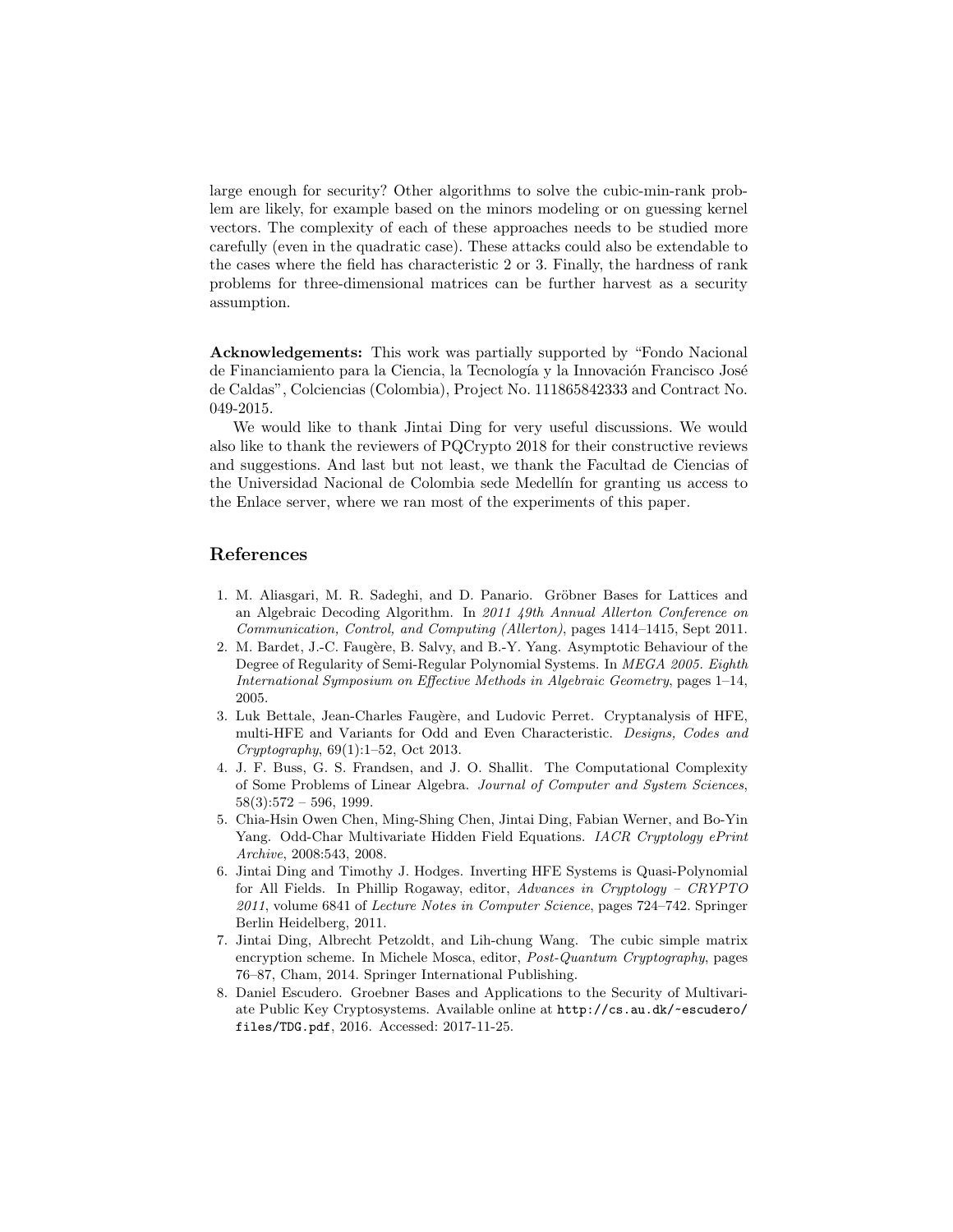large enough for security? Other algorithms to solve the cubic-min-rank problem are likely, for example based on the minors modeling or on guessing kernel vectors. The complexity of each of these approaches needs to be studied more carefully (even in the quadratic case). These attacks could also be extendable to the cases where the field has characteristic 2 or 3. Finally, the hardness of rank problems for three-dimensional matrices can be further harvest as a security assumption.

**Acknowledgements:** This work was partially supported by "Fondo Nacional de Financiamiento para la Ciencia, la Tecnología y la Innovación Francisco José de Caldas", Colciencias (Colombia), Project No. 111865842333 and Contract No. 049-2015.

We would like to thank Jintai Ding for very useful discussions. We would also like to thank the reviewers of PQCrypto 2018 for their constructive reviews and suggestions. And last but not least, we thank the Facultad de Ciencias of the Universidad Nacional de Colombia sede Medellín for granting us access to the Enlace server, where we ran most of the experiments of this paper.

## References

1. M. Aliasgari, M. R. Sadeghi, and D. Panario. Gröbner Bases for Lattices and an Algebraic Decoding Algorithm. In *2011 49th Annual Allerton Conference on Communication, Control, and Computing (Allerton)*, pages 1414–1415, Sept 2011.
2. M. Bardet, J.-C. Faugère, B. Salvy, and B.-Y. Yang. Asymptotic Behaviour of the Degree of Regularity of Semi-Regular Polynomial Systems. In *MEGA 2005. Eighth International Symposium on Effective Methods in Algebraic Geometry*, pages 1–14, 2005.
3. Luk Bettale, Jean-Charles Faugère, and Ludovic Perret. Cryptanalysis of HFE, multi-HFE and Variants for Odd and Even Characteristic. *Designs, Codes and Cryptography*, 69(1):1–52, Oct 2013.
4. J. F. Buss, G. S. Frandsen, and J. O. Shallit. The Computational Complexity of Some Problems of Linear Algebra. *Journal of Computer and System Sciences*, 58(3):572 – 596, 1999.
5. Chia-Hsin Owen Chen, Ming-Shing Chen, Jintai Ding, Fabian Werner, and Bo-Yin Yang. Odd-Char Multivariate Hidden Field Equations. *IACR Cryptology ePrint Archive*, 2008:543, 2008.
6. Jintai Ding and Timothy J. Hodges. Inverting HFE Systems is Quasi-Polynomial for All Fields. In Phillip Rogaway, editor, *Advances in Cryptology – CRYPTO 2011*, volume 6841 of *Lecture Notes in Computer Science*, pages 724–742. Springer Berlin Heidelberg, 2011.
7. Jintai Ding, Albrecht Petzoldt, and Lih-chung Wang. The cubic simple matrix encryption scheme. In Michele Mosca, editor, *Post-Quantum Cryptography*, pages 76–87, Cham, 2014. Springer International Publishing.
8. Daniel Escudero. Groebner Bases and Applications to the Security of Multivariate Public Key Cryptosystems. Available online at `http://cs.au.dk/~escudero/files/TDG.pdf`, 2016. Accessed: 2017-11-25.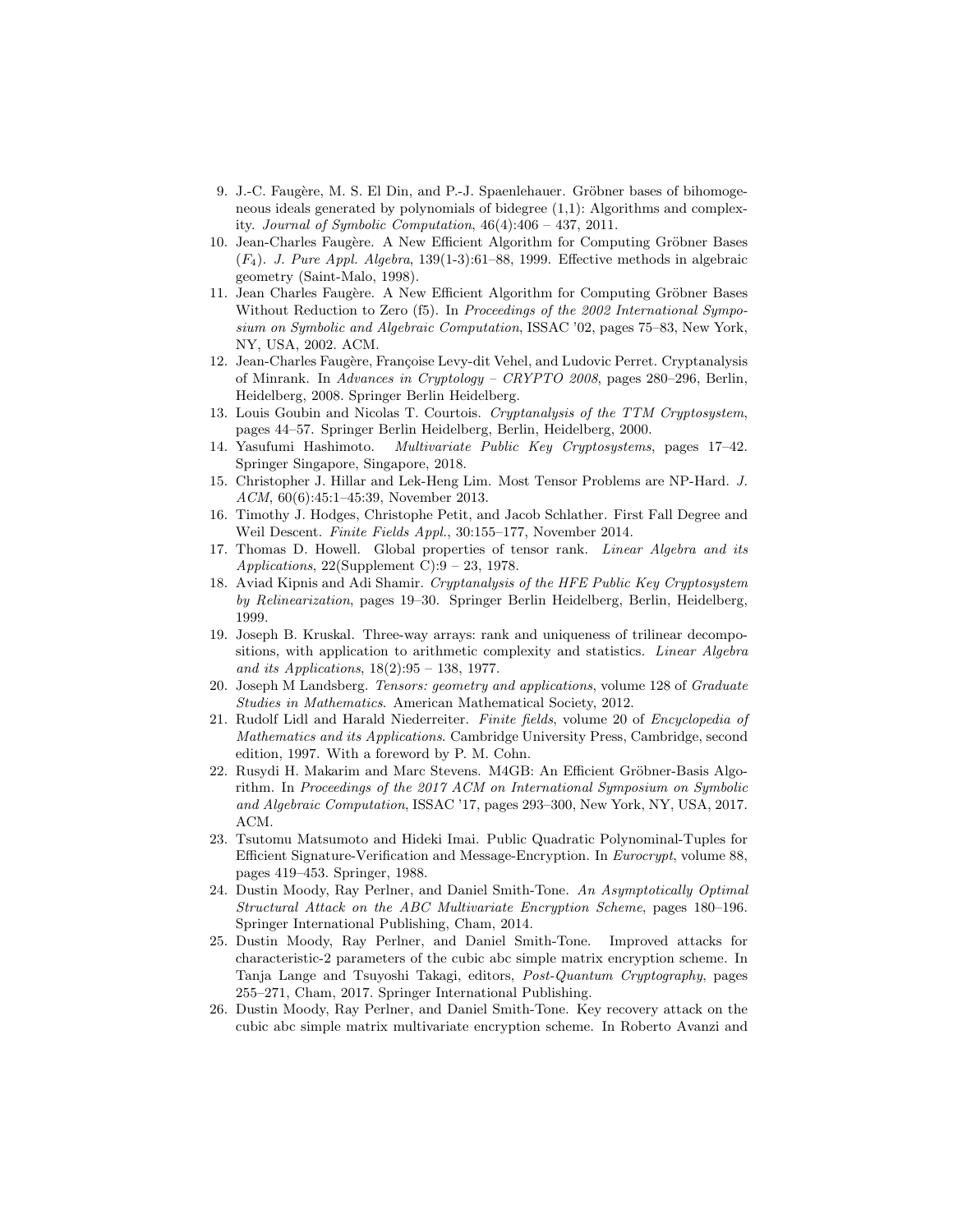9. J.-C. Faugère, M. S. El Din, and P.-J. Spaenlehauer. Gröbner bases of bihomogeneous ideals generated by polynomials of bidegree (1,1): Algorithms and complexity. *Journal of Symbolic Computation*, 46(4):406 – 437, 2011.
10. Jean-Charles Faugère. A New Efficient Algorithm for Computing Gröbner Bases ($F_4$). *J. Pure Appl. Algebra*, 139(1-3):61–88, 1999. Effective methods in algebraic geometry (Saint-Malo, 1998).
11. Jean Charles Faugère. A New Efficient Algorithm for Computing Gröbner Bases Without Reduction to Zero (f5). In *Proceedings of the 2002 International Symposium on Symbolic and Algebraic Computation*, ISSAC '02, pages 75–83, New York, NY, USA, 2002. ACM.
12. Jean-Charles Faugère, Françoise Levy-dit Vehel, and Ludovic Perret. Cryptanalysis of Minrank. In *Advances in Cryptology – CRYPTO 2008*, pages 280–296, Berlin, Heidelberg, 2008. Springer Berlin Heidelberg.
13. Louis Goubin and Nicolas T. Courtois. *Cryptanalysis of the TTM Cryptosystem*, pages 44–57. Springer Berlin Heidelberg, Berlin, Heidelberg, 2000.
14. Yasufumi Hashimoto. *Multivariate Public Key Cryptosystems*, pages 17–42. Springer Singapore, Singapore, 2018.
15. Christopher J. Hillar and Lek-Heng Lim. Most Tensor Problems are NP-Hard. *J. ACM*, 60(6):45:1–45:39, November 2013.
16. Timothy J. Hodges, Christophe Petit, and Jacob Schlather. First Fall Degree and Weil Descent. *Finite Fields Appl.*, 30:155–177, November 2014.
17. Thomas D. Howell. Global properties of tensor rank. *Linear Algebra and its Applications*, 22(Supplement C):9 – 23, 1978.
18. Aviad Kipnis and Adi Shamir. *Cryptanalysis of the HFE Public Key Cryptosystem by Relinearization*, pages 19–30. Springer Berlin Heidelberg, Berlin, Heidelberg, 1999.
19. Joseph B. Kruskal. Three-way arrays: rank and uniqueness of trilinear decompositions, with application to arithmetic complexity and statistics. *Linear Algebra and its Applications*, 18(2):95 – 138, 1977.
20. Joseph M Landsberg. *Tensors: geometry and applications*, volume 128 of *Graduate Studies in Mathematics*. American Mathematical Society, 2012.
21. Rudolf Lidl and Harald Niederreiter. *Finite fields*, volume 20 of *Encyclopedia of Mathematics and its Applications*. Cambridge University Press, Cambridge, second edition, 1997. With a foreword by P. M. Cohn.
22. Rusydi H. Makarim and Marc Stevens. M4GB: An Efficient Gröbner-Basis Algorithm. In *Proceedings of the 2017 ACM on International Symposium on Symbolic and Algebraic Computation*, ISSAC '17, pages 293–300, New York, NY, USA, 2017. ACM.
23. Tsutomu Matsumoto and Hideki Imai. Public Quadratic Polynominal-Tuples for Efficient Signature-Verification and Message-Encryption. In *Eurocrypt*, volume 88, pages 419–453. Springer, 1988.
24. Dustin Moody, Ray Perlner, and Daniel Smith-Tone. *An Asymptotically Optimal Structural Attack on the ABC Multivariate Encryption Scheme*, pages 180–196. Springer International Publishing, Cham, 2014.
25. Dustin Moody, Ray Perlner, and Daniel Smith-Tone. Improved attacks for characteristic-2 parameters of the cubic abc simple matrix encryption scheme. In Tanja Lange and Tsuyoshi Takagi, editors, *Post-Quantum Cryptography*, pages 255–271, Cham, 2017. Springer International Publishing.
26. Dustin Moody, Ray Perlner, and Daniel Smith-Tone. Key recovery attack on the cubic abc simple matrix multivariate encryption scheme. In Roberto Avanzi and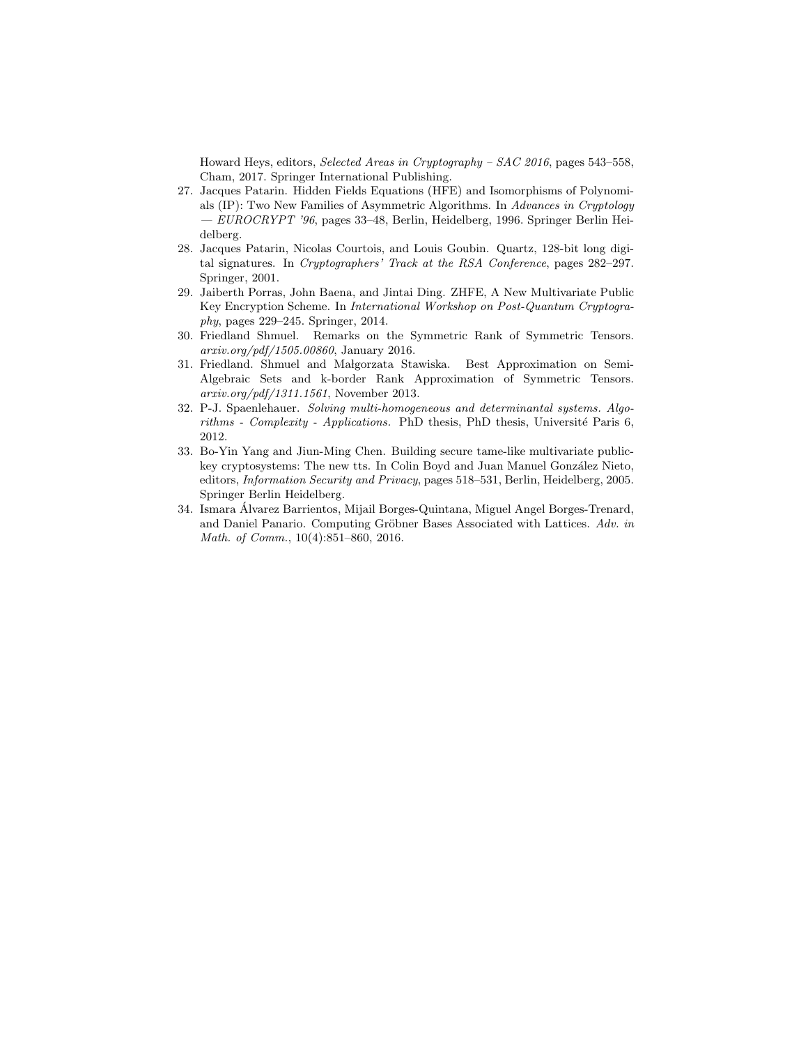Howard Heys, editors, *Selected Areas in Cryptography – SAC 2016*, pages 543–558, Cham, 2017. Springer International Publishing.

27. Jacques Patarin. Hidden Fields Equations (HFE) and Isomorphisms of Polynomials (IP): Two New Families of Asymmetric Algorithms. In *Advances in Cryptology — EUROCRYPT '96*, pages 33–48, Berlin, Heidelberg, 1996. Springer Berlin Heidelberg.
28. Jacques Patarin, Nicolas Courtois, and Louis Goubin. Quartz, 128-bit long digital signatures. In *Cryptographers' Track at the RSA Conference*, pages 282–297. Springer, 2001.
29. Jaiberth Porras, John Baena, and Jintai Ding. ZHFE, A New Multivariate Public Key Encryption Scheme. In *International Workshop on Post-Quantum Cryptography*, pages 229–245. Springer, 2014.
30. Friedland Shmuel. Remarks on the Symmetric Rank of Symmetric Tensors. *arxiv.org/pdf/1505.00860*, January 2016.
31. Friedland. Shmuel and Małgorzata Stawiska. Best Approximation on Semi-Algebraic Sets and k-border Rank Approximation of Symmetric Tensors. *arxiv.org/pdf/1311.1561*, November 2013.
32. P-J. Spaenlehauer. *Solving multi-homogeneous and determinantal systems. Algorithms - Complexity - Applications.* PhD thesis, PhD thesis, Université Paris 6, 2012.
33. Bo-Yin Yang and Jiun-Ming Chen. Building secure tame-like multivariate public-key cryptosystems: The new tts. In Colin Boyd and Juan Manuel González Nieto, editors, *Information Security and Privacy*, pages 518–531, Berlin, Heidelberg, 2005. Springer Berlin Heidelberg.
34. Ismara Álvarez Barrientos, Mijail Borges-Quintana, Miguel Angel Borges-Trenard, and Daniel Panario. Computing Gröbner Bases Associated with Lattices. *Adv. in Math. of Comm.*, 10(4):851–860, 2016.